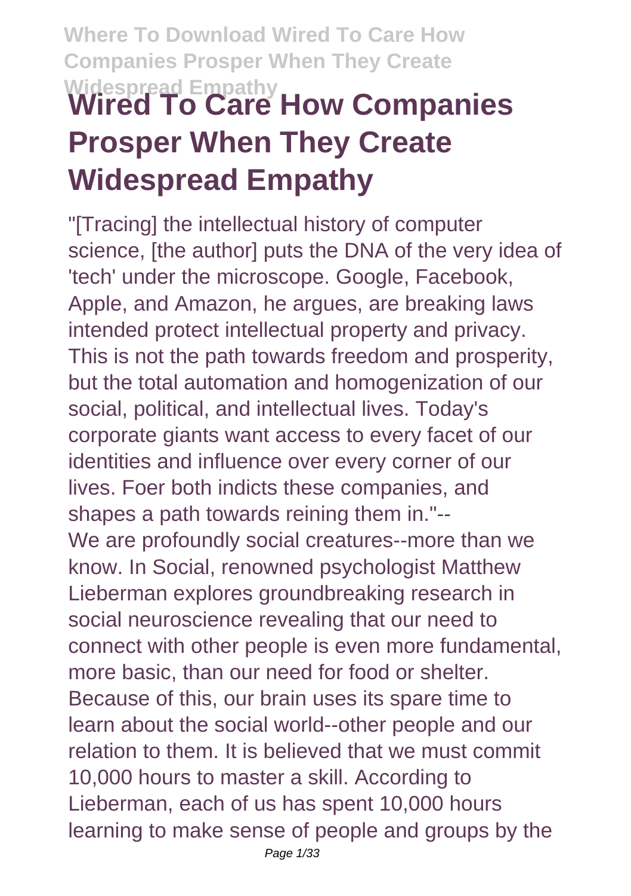# Wired To Care How Companies Prosper When They Create Widespread Empathy

"[Tracing] the intellectual history of computer science, [the author] puts the DNA of the very idea of 'tech' under the microscope. Google, Facebook, Apple, and Amazon, he argues, are breaking laws intended protect intellectual property and privacy. This is not the path towards freedom and prosperity, but the total automation and homogenization of our social, political, and intellectual lives. Today's corporate giants want access to every facet of our identities and influence over every corner of our lives. Foer both indicts these companies, and shapes a path towards reining them in."--

We are profoundly social creatures--more than we know. In Social, renowned psychologist Matthew Lieberman explores groundbreaking research in social neuroscience revealing that our need to connect with other people is even more fundamental, more basic, than our need for food or shelter. Because of this, our brain uses its spare time to learn about the social world--other people and our relation to them. It is believed that we must commit 10,000 hours to master a skill. According to Lieberman, each of us has spent 10,000 hours learning to make sense of people and groups by the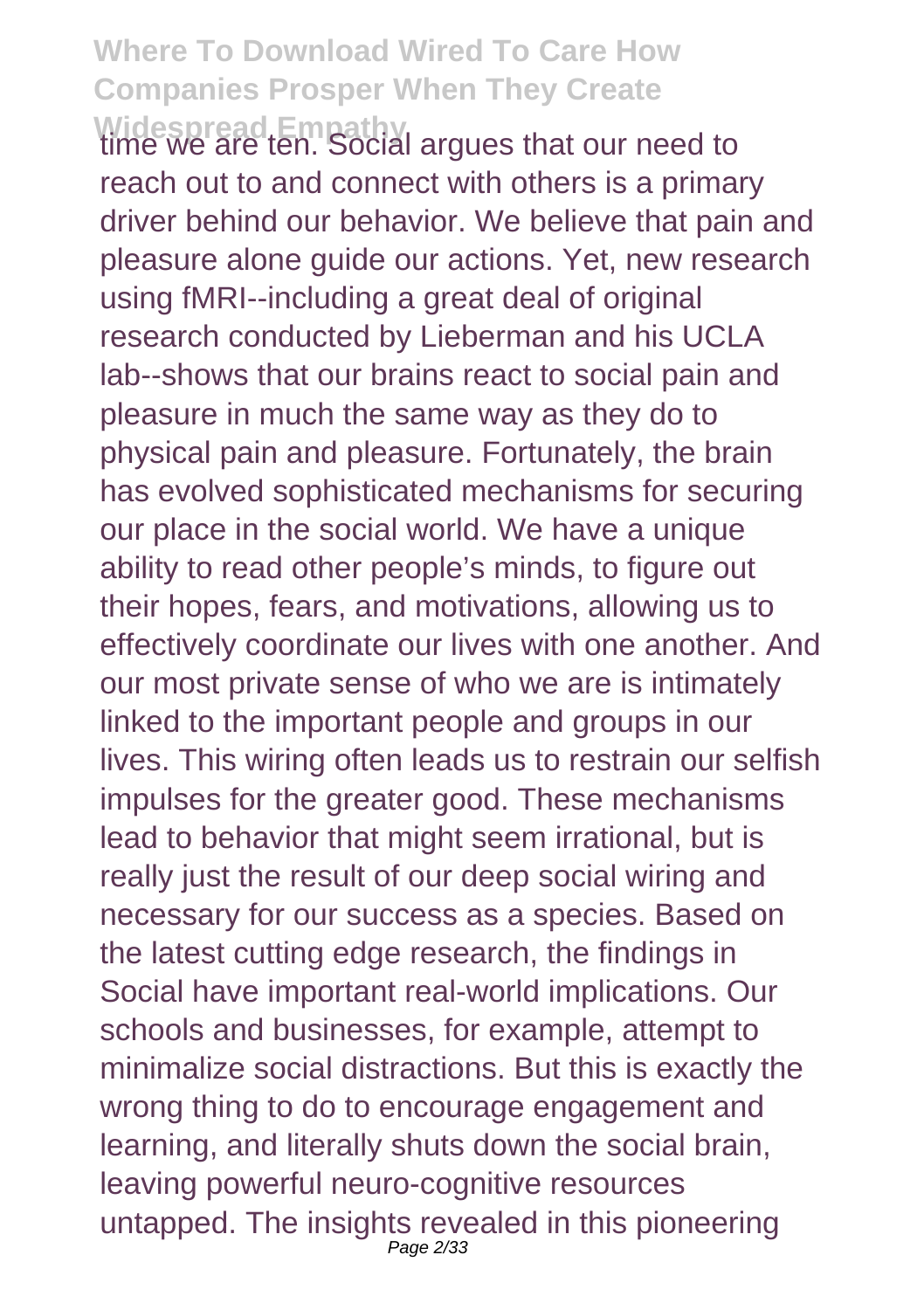time we are ten. Social argues that our need to reach out to and connect with others is a primary driver behind our behavior. We believe that pain and pleasure alone guide our actions. Yet, new research using fMRI--including a great deal of original research conducted by Lieberman and his UCLA lab--shows that our brains react to social pain and pleasure in much the same way as they do to physical pain and pleasure. Fortunately, the brain has evolved sophisticated mechanisms for securing our place in the social world. We have a unique ability to read other people's minds, to figure out their hopes, fears, and motivations, allowing us to effectively coordinate our lives with one another. And our most private sense of who we are is intimately linked to the important people and groups in our lives. This wiring often leads us to restrain our selfish impulses for the greater good. These mechanisms lead to behavior that might seem irrational, but is really just the result of our deep social wiring and necessary for our success as a species. Based on the latest cutting edge research, the findings in Social have important real-world implications. Our schools and businesses, for example, attempt to minimalize social distractions. But this is exactly the wrong thing to do to encourage engagement and learning, and literally shuts down the social brain, leaving powerful neuro-cognitive resources untapped. The insights revealed in this pioneering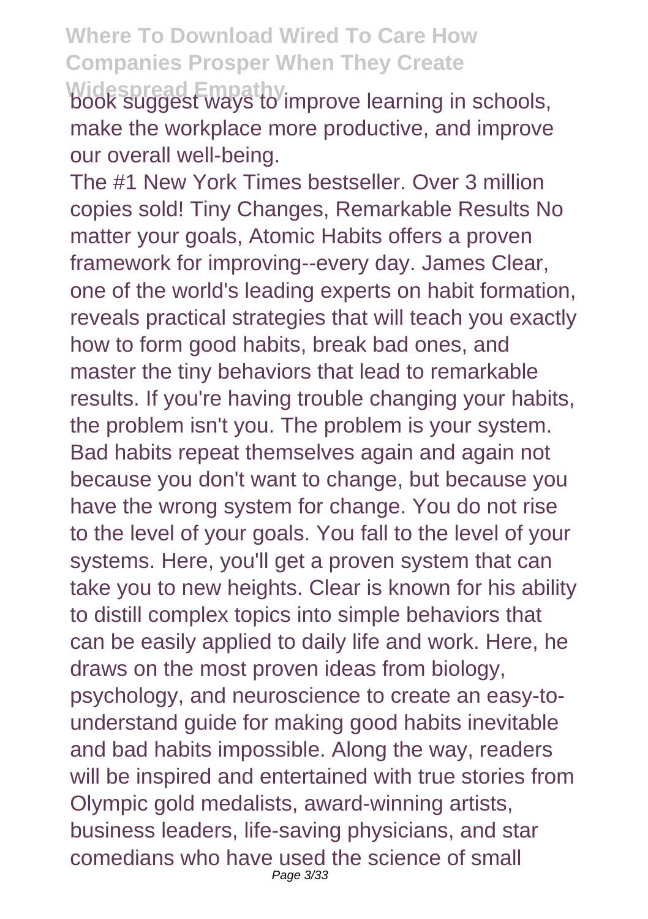book suggest ways to improve learning in schools, make the workplace more productive, and improve our overall well-being.

The #1 New York Times bestseller. Over 3 million copies sold! Tiny Changes, Remarkable Results No matter your goals, Atomic Habits offers a proven framework for improving--every day. James Clear, one of the world's leading experts on habit formation, reveals practical strategies that will teach you exactly how to form good habits, break bad ones, and master the tiny behaviors that lead to remarkable results. If you're having trouble changing your habits, the problem isn't you. The problem is your system. Bad habits repeat themselves again and again not because you don't want to change, but because you have the wrong system for change. You do not rise to the level of your goals. You fall to the level of your systems. Here, you'll get a proven system that can take you to new heights. Clear is known for his ability to distill complex topics into simple behaviors that can be easily applied to daily life and work. Here, he draws on the most proven ideas from biology, psychology, and neuroscience to create an easy-to-understand guide for making good habits inevitable and bad habits impossible. Along the way, readers will be inspired and entertained with true stories from Olympic gold medalists, award-winning artists, business leaders, life-saving physicians, and star comedians who have used the science of small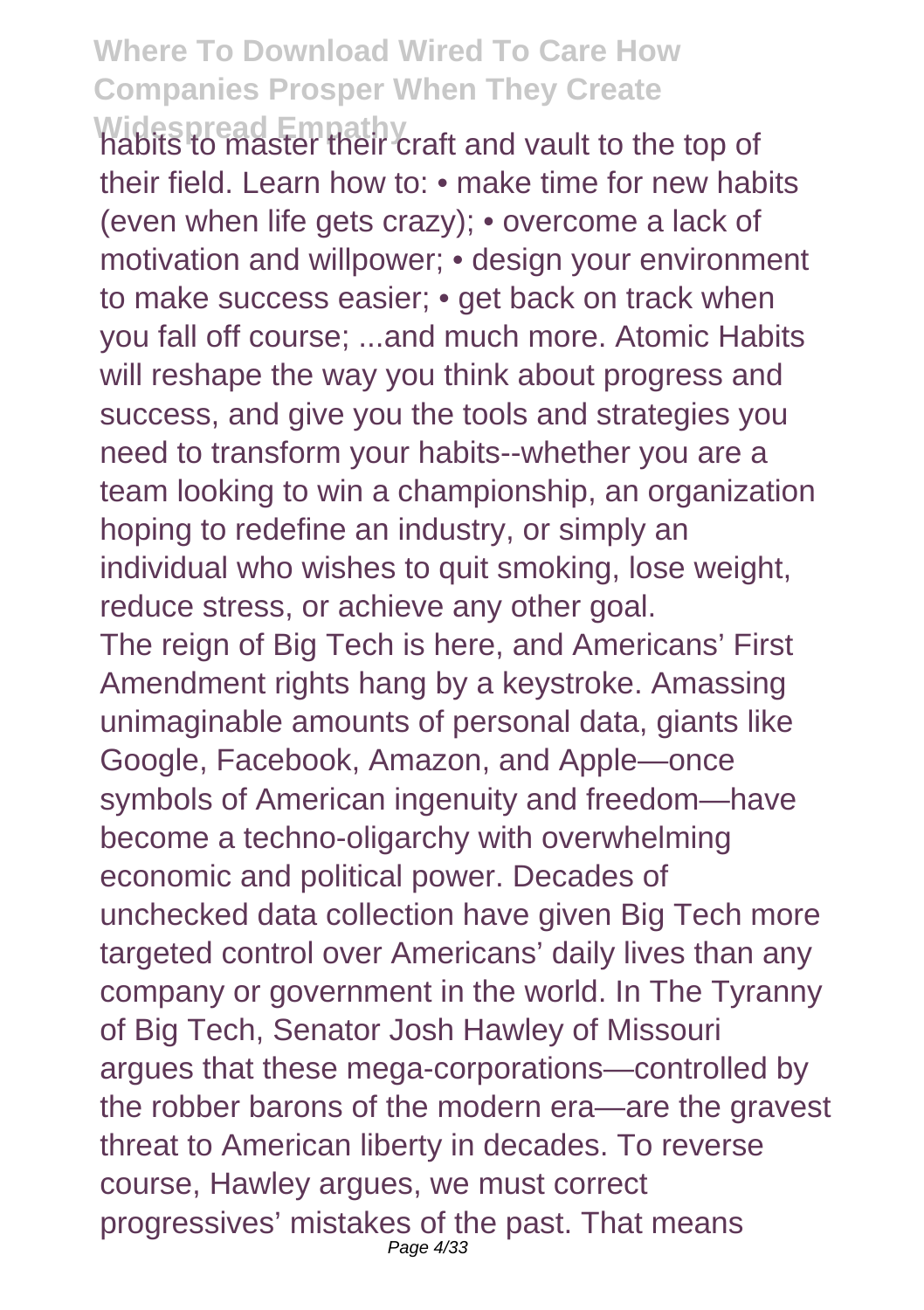habits to master their craft and vault to the top of their field. Learn how to: • make time for new habits (even when life gets crazy); • overcome a lack of motivation and willpower; • design your environment to make success easier; • get back on track when you fall off course; ...and much more. Atomic Habits will reshape the way you think about progress and success, and give you the tools and strategies you need to transform your habits--whether you are a team looking to win a championship, an organization hoping to redefine an industry, or simply an individual who wishes to quit smoking, lose weight, reduce stress, or achieve any other goal.

The reign of Big Tech is here, and Americans' First Amendment rights hang by a keystroke. Amassing unimaginable amounts of personal data, giants like Google, Facebook, Amazon, and Apple—once symbols of American ingenuity and freedom—have become a techno-oligarchy with overwhelming economic and political power. Decades of unchecked data collection have given Big Tech more targeted control over Americans' daily lives than any company or government in the world. In The Tyranny of Big Tech, Senator Josh Hawley of Missouri argues that these mega-corporations—controlled by the robber barons of the modern era—are the gravest threat to American liberty in decades. To reverse course, Hawley argues, we must correct progressives' mistakes of the past. That means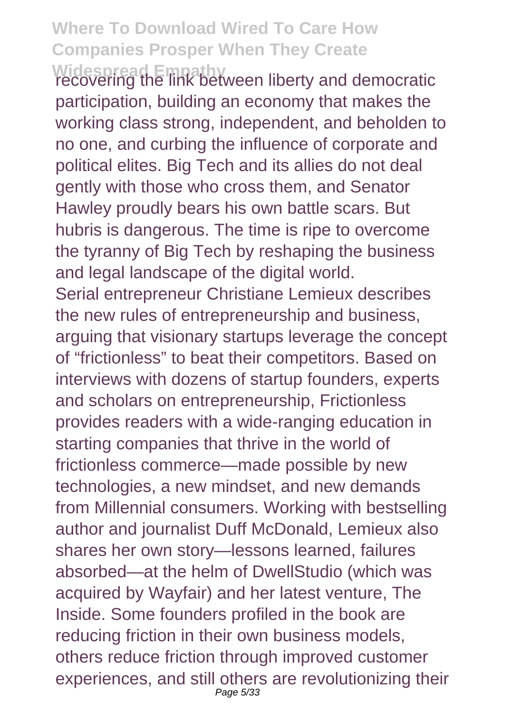recovering the link between liberty and democratic participation, building an economy that makes the working class strong, independent, and beholden to no one, and curbing the influence of corporate and political elites. Big Tech and its allies do not deal gently with those who cross them, and Senator Hawley proudly bears his own battle scars. But hubris is dangerous. The time is ripe to overcome the tyranny of Big Tech by reshaping the business and legal landscape of the digital world.

Serial entrepreneur Christiane Lemieux describes the new rules of entrepreneurship and business, arguing that visionary startups leverage the concept of "frictionless" to beat their competitors. Based on interviews with dozens of startup founders, experts and scholars on entrepreneurship, Frictionless provides readers with a wide-ranging education in starting companies that thrive in the world of frictionless commerce—made possible by new technologies, a new mindset, and new demands from Millennial consumers. Working with bestselling author and journalist Duff McDonald, Lemieux also shares her own story—lessons learned, failures absorbed—at the helm of DwellStudio (which was acquired by Wayfair) and her latest venture, The Inside. Some founders profiled in the book are reducing friction in their own business models, others reduce friction through improved customer experiences, and still others are revolutionizing their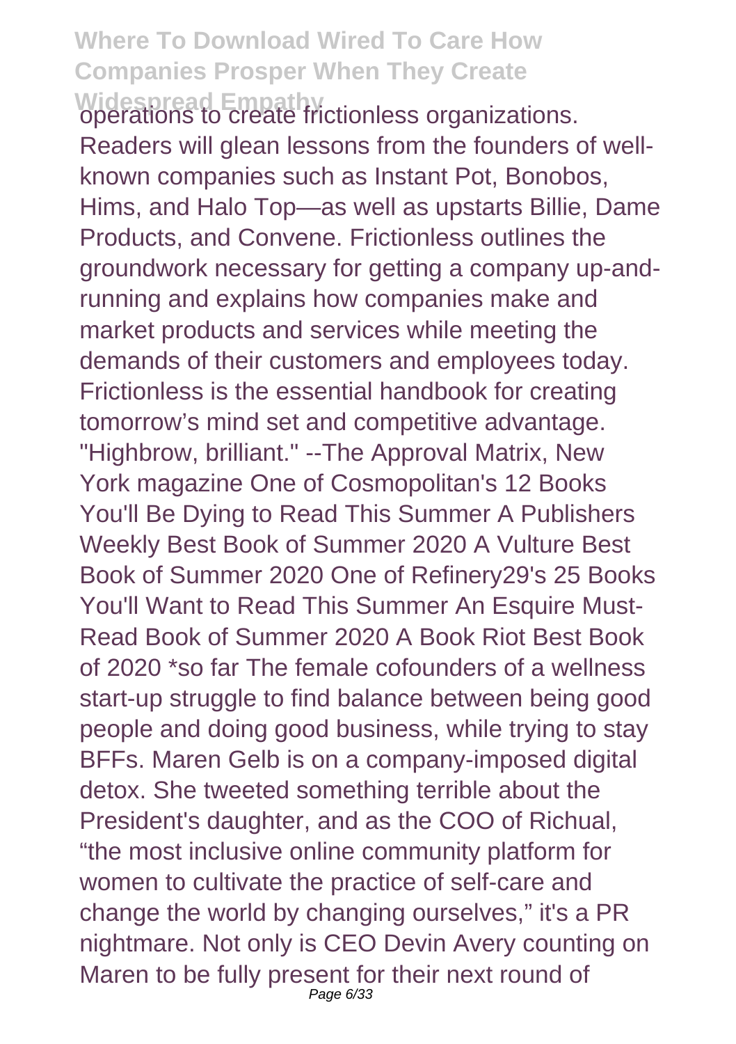operations to create frictionless organizations. Readers will glean lessons from the founders of well-known companies such as Instant Pot, Bonobos, Hims, and Halo Top—as well as upstarts Billie, Dame Products, and Convene. Frictionless outlines the groundwork necessary for getting a company up-and-running and explains how companies make and market products and services while meeting the demands of their customers and employees today. Frictionless is the essential handbook for creating tomorrow's mind set and competitive advantage.

"Highbrow, brilliant." --The Approval Matrix, New York magazine One of Cosmopolitan's 12 Books You'll Be Dying to Read This Summer A Publishers Weekly Best Book of Summer 2020 A Vulture Best Book of Summer 2020 One of Refinery29's 25 Books You'll Want to Read This Summer An Esquire Must-Read Book of Summer 2020 A Book Riot Best Book of 2020 *so far The female cofounders of a wellness start-up struggle to find balance between being good people and doing good business, while trying to stay BFFs. Maren Gelb is on a company-imposed digital detox. She tweeted something terrible about the President's daughter, and as the COO of Richual, "the most inclusive online community platform for women to cultivate the practice of self-care and change the world by changing ourselves," it's a PR nightmare. Not only is CEO Devin Avery counting on Maren to be fully present for their next round of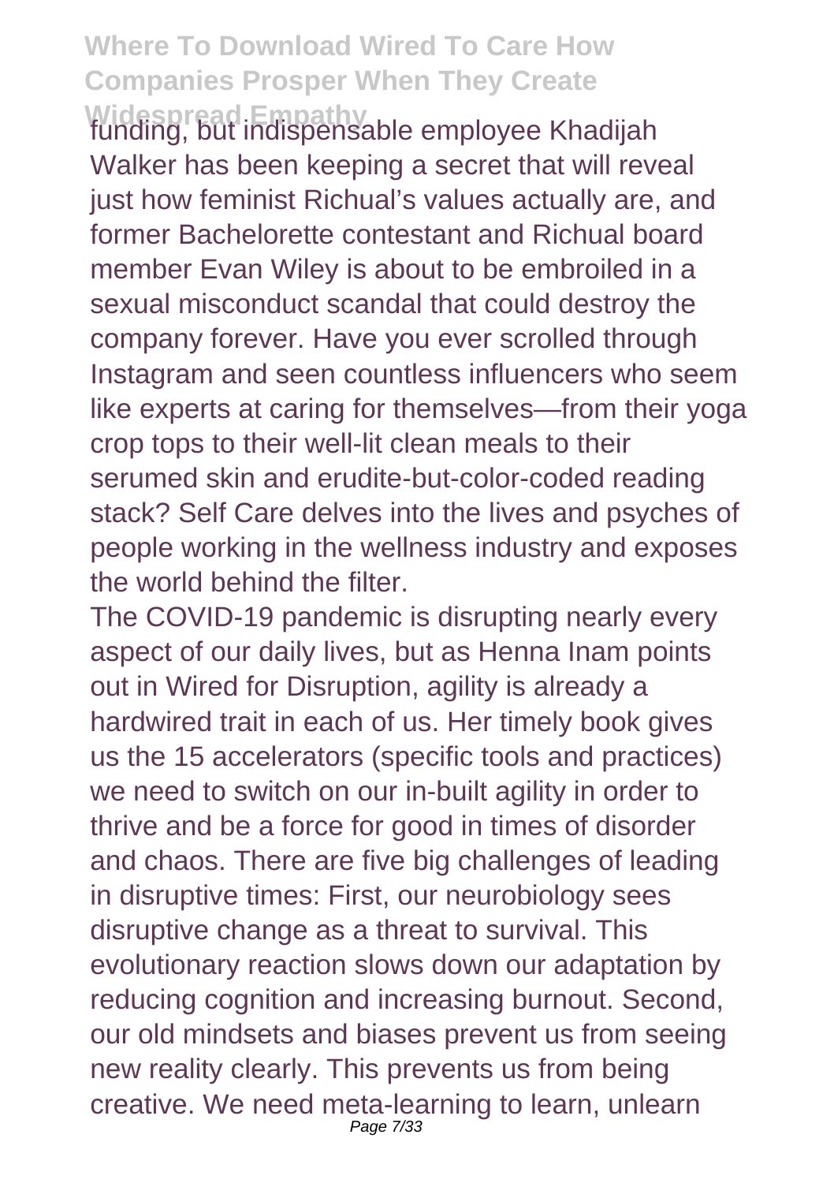funding, but indispensable employee Khadijah Walker has been keeping a secret that will reveal just how feminist Richual's values actually are, and former Bachelorette contestant and Richual board member Evan Wiley is about to be embroiled in a sexual misconduct scandal that could destroy the company forever. Have you ever scrolled through Instagram and seen countless influencers who seem like experts at caring for themselves—from their yoga crop tops to their well-lit clean meals to their serumed skin and erudite-but-color-coded reading stack? Self Care delves into the lives and psyches of people working in the wellness industry and exposes the world behind the filter.

The COVID-19 pandemic is disrupting nearly every aspect of our daily lives, but as Henna Inam points out in Wired for Disruption, agility is already a hardwired trait in each of us. Her timely book gives us the 15 accelerators (specific tools and practices) we need to switch on our in-built agility in order to thrive and be a force for good in times of disorder and chaos. There are five big challenges of leading in disruptive times: First, our neurobiology sees disruptive change as a threat to survival. This evolutionary reaction slows down our adaptation by reducing cognition and increasing burnout. Second, our old mindsets and biases prevent us from seeing new reality clearly. This prevents us from being creative. We need meta-learning to learn, unlearn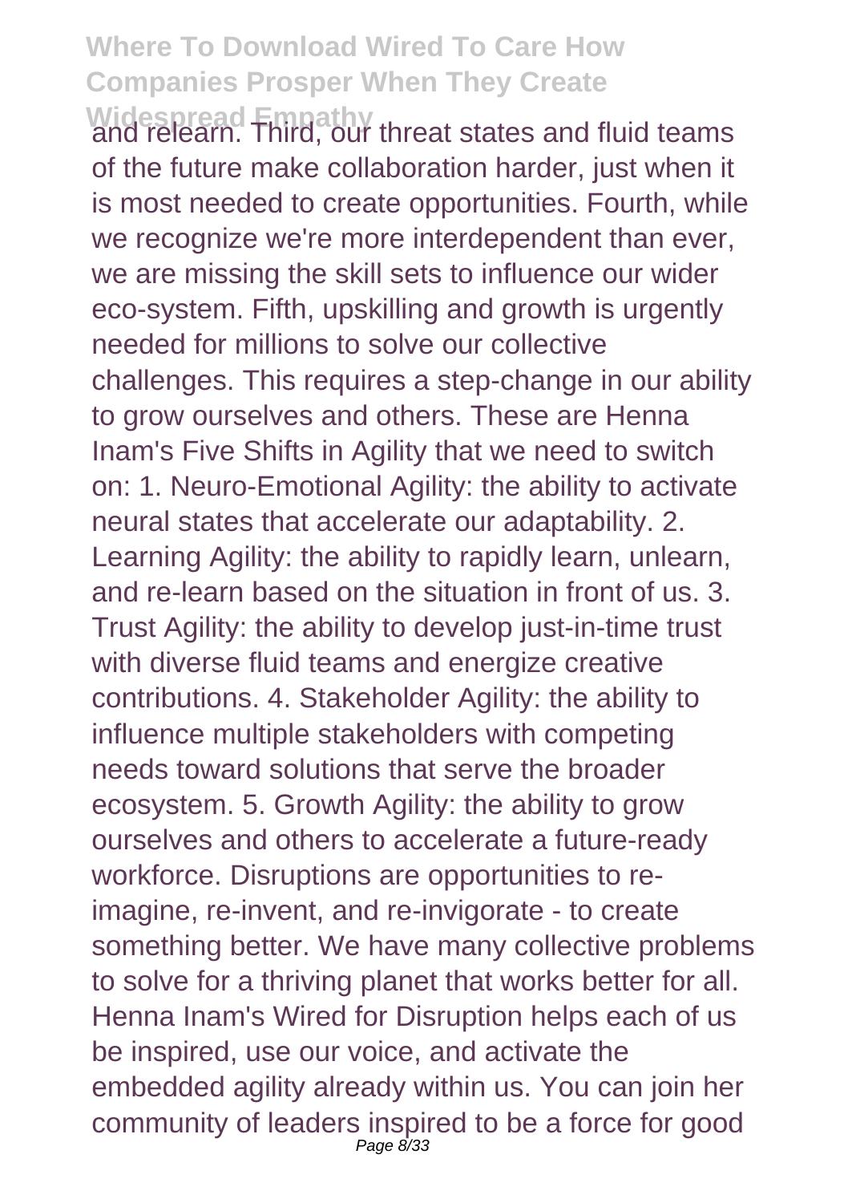and relearn. Third, our threat states and fluid teams of the future make collaboration harder, just when it is most needed to create opportunities. Fourth, while we recognize we're more interdependent than ever, we are missing the skill sets to influence our wider eco-system. Fifth, upskilling and growth is urgently needed for millions to solve our collective challenges. This requires a step-change in our ability to grow ourselves and others. These are Henna Inam's Five Shifts in Agility that we need to switch on: 1. Neuro-Emotional Agility: the ability to activate neural states that accelerate our adaptability. 2. Learning Agility: the ability to rapidly learn, unlearn, and re-learn based on the situation in front of us. 3. Trust Agility: the ability to develop just-in-time trust with diverse fluid teams and energize creative contributions. 4. Stakeholder Agility: the ability to influence multiple stakeholders with competing needs toward solutions that serve the broader ecosystem. 5. Growth Agility: the ability to grow ourselves and others to accelerate a future-ready workforce. Disruptions are opportunities to re-imagine, re-invent, and re-invigorate - to create something better. We have many collective problems to solve for a thriving planet that works better for all. Henna Inam's Wired for Disruption helps each of us be inspired, use our voice, and activate the embedded agility already within us. You can join her community of leaders inspired to be a force for good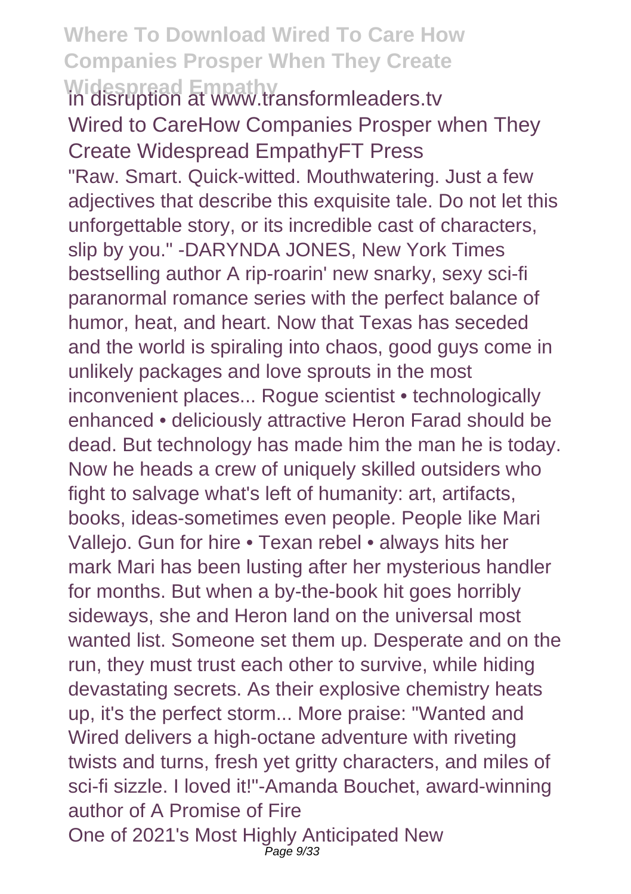in disruption at www.transformleaders.tv

Wired to CareHow Companies Prosper when They Create Widespread EmpathyFT Press

"Raw. Smart. Quick-witted. Mouthwatering. Just a few adjectives that describe this exquisite tale. Do not let this unforgettable story, or its incredible cast of characters, slip by you." -DARYNDA JONES, New York Times bestselling author A rip-roarin' new snarky, sexy sci-fi paranormal romance series with the perfect balance of humor, heat, and heart. Now that Texas has seceded and the world is spiraling into chaos, good guys come in unlikely packages and love sprouts in the most inconvenient places... Rogue scientist • technologically enhanced • deliciously attractive Heron Farad should be dead. But technology has made him the man he is today. Now he heads a crew of uniquely skilled outsiders who fight to salvage what's left of humanity: art, artifacts, books, ideas-sometimes even people. People like Mari Vallejo. Gun for hire • Texan rebel • always hits her mark Mari has been lusting after her mysterious handler for months. But when a by-the-book hit goes horribly sideways, she and Heron land on the universal most wanted list. Someone set them up. Desperate and on the run, they must trust each other to survive, while hiding devastating secrets. As their explosive chemistry heats up, it's the perfect storm... More praise: "Wanted and Wired delivers a high-octane adventure with riveting twists and turns, fresh yet gritty characters, and miles of sci-fi sizzle. I loved it!"-Amanda Bouchet, award-winning author of A Promise of Fire

One of 2021's Most Highly Anticipated New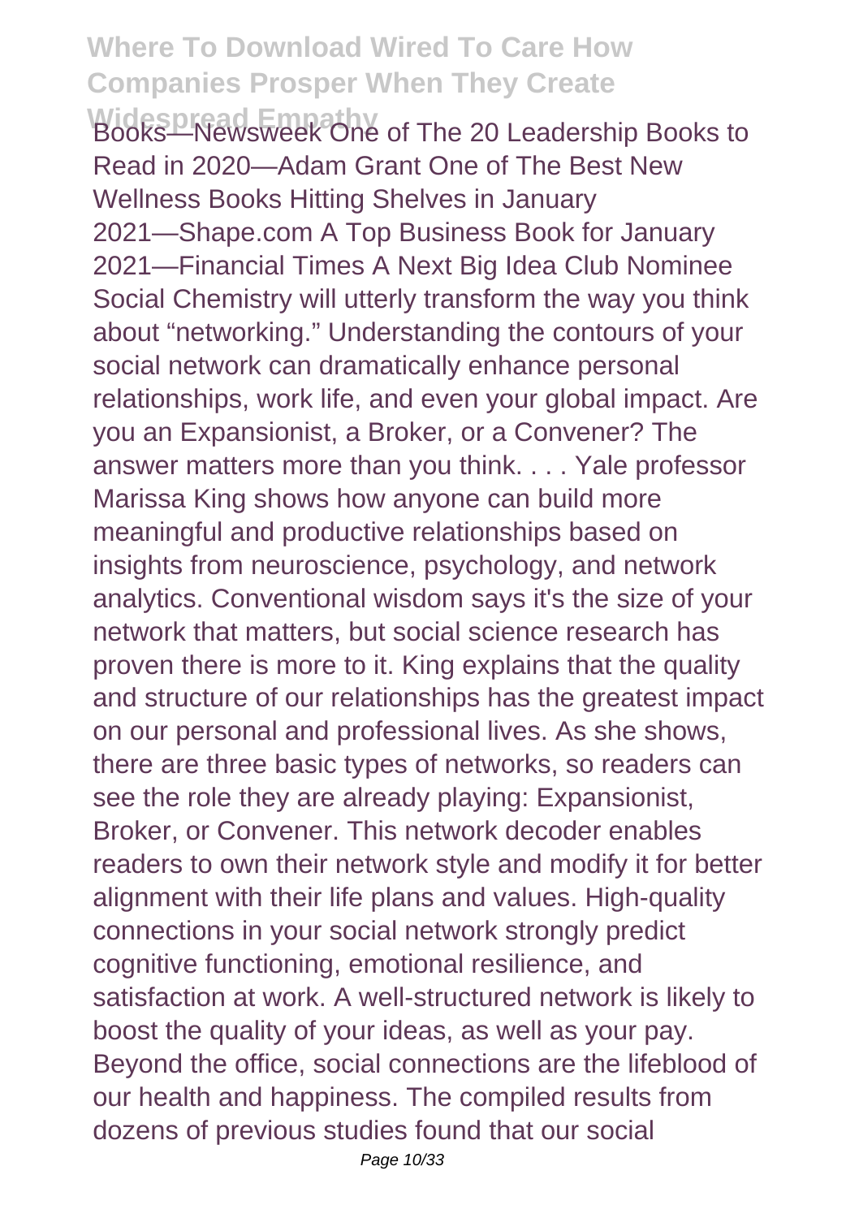Books—Newsweek One of The 20 Leadership Books to Read in 2020—Adam Grant One of The Best New Wellness Books Hitting Shelves in January 2021—Shape.com A Top Business Book for January 2021—Financial Times A Next Big Idea Club Nominee Social Chemistry will utterly transform the way you think about "networking." Understanding the contours of your social network can dramatically enhance personal relationships, work life, and even your global impact. Are you an Expansionist, a Broker, or a Convener? The answer matters more than you think. . . . Yale professor Marissa King shows how anyone can build more meaningful and productive relationships based on insights from neuroscience, psychology, and network analytics. Conventional wisdom says it's the size of your network that matters, but social science research has proven there is more to it. King explains that the quality and structure of our relationships has the greatest impact on our personal and professional lives. As she shows, there are three basic types of networks, so readers can see the role they are already playing: Expansionist, Broker, or Convener. This network decoder enables readers to own their network style and modify it for better alignment with their life plans and values. High-quality connections in your social network strongly predict cognitive functioning, emotional resilience, and satisfaction at work. A well-structured network is likely to boost the quality of your ideas, as well as your pay. Beyond the office, social connections are the lifeblood of our health and happiness. The compiled results from dozens of previous studies found that our social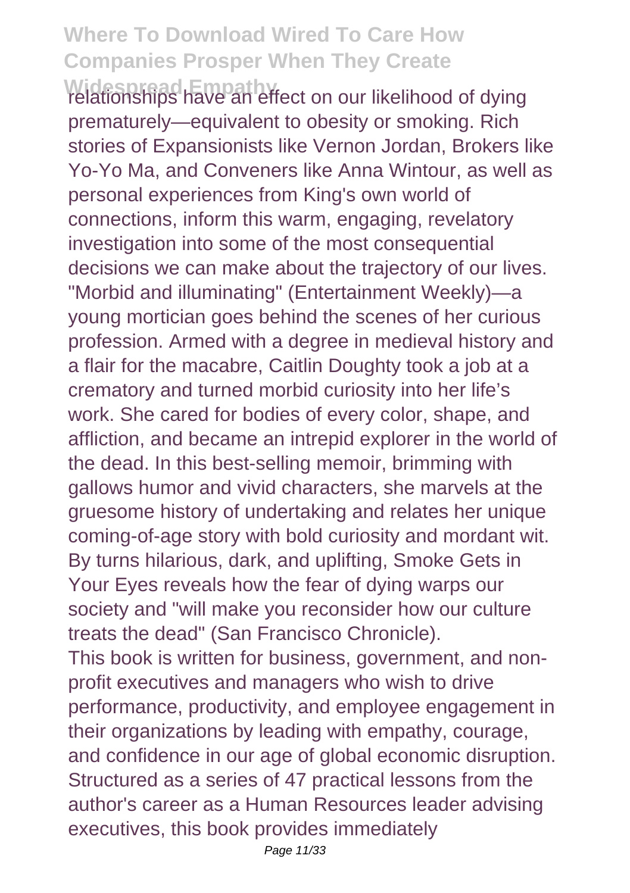relationships have an effect on our likelihood of dying prematurely—equivalent to obesity or smoking. Rich stories of Expansionists like Vernon Jordan, Brokers like Yo-Yo Ma, and Conveners like Anna Wintour, as well as personal experiences from King's own world of connections, inform this warm, engaging, revelatory investigation into some of the most consequential decisions we can make about the trajectory of our lives.

"Morbid and illuminating" (Entertainment Weekly)—a young mortician goes behind the scenes of her curious profession. Armed with a degree in medieval history and a flair for the macabre, Caitlin Doughty took a job at a crematory and turned morbid curiosity into her life's work. She cared for bodies of every color, shape, and affliction, and became an intrepid explorer in the world of the dead. In this best-selling memoir, brimming with gallows humor and vivid characters, she marvels at the gruesome history of undertaking and relates her unique coming-of-age story with bold curiosity and mordant wit. By turns hilarious, dark, and uplifting, Smoke Gets in Your Eyes reveals how the fear of dying warps our society and "will make you reconsider how our culture treats the dead" (San Francisco Chronicle).

This book is written for business, government, and non-profit executives and managers who wish to drive performance, productivity, and employee engagement in their organizations by leading with empathy, courage, and confidence in our age of global economic disruption. Structured as a series of 47 practical lessons from the author's career as a Human Resources leader advising executives, this book provides immediately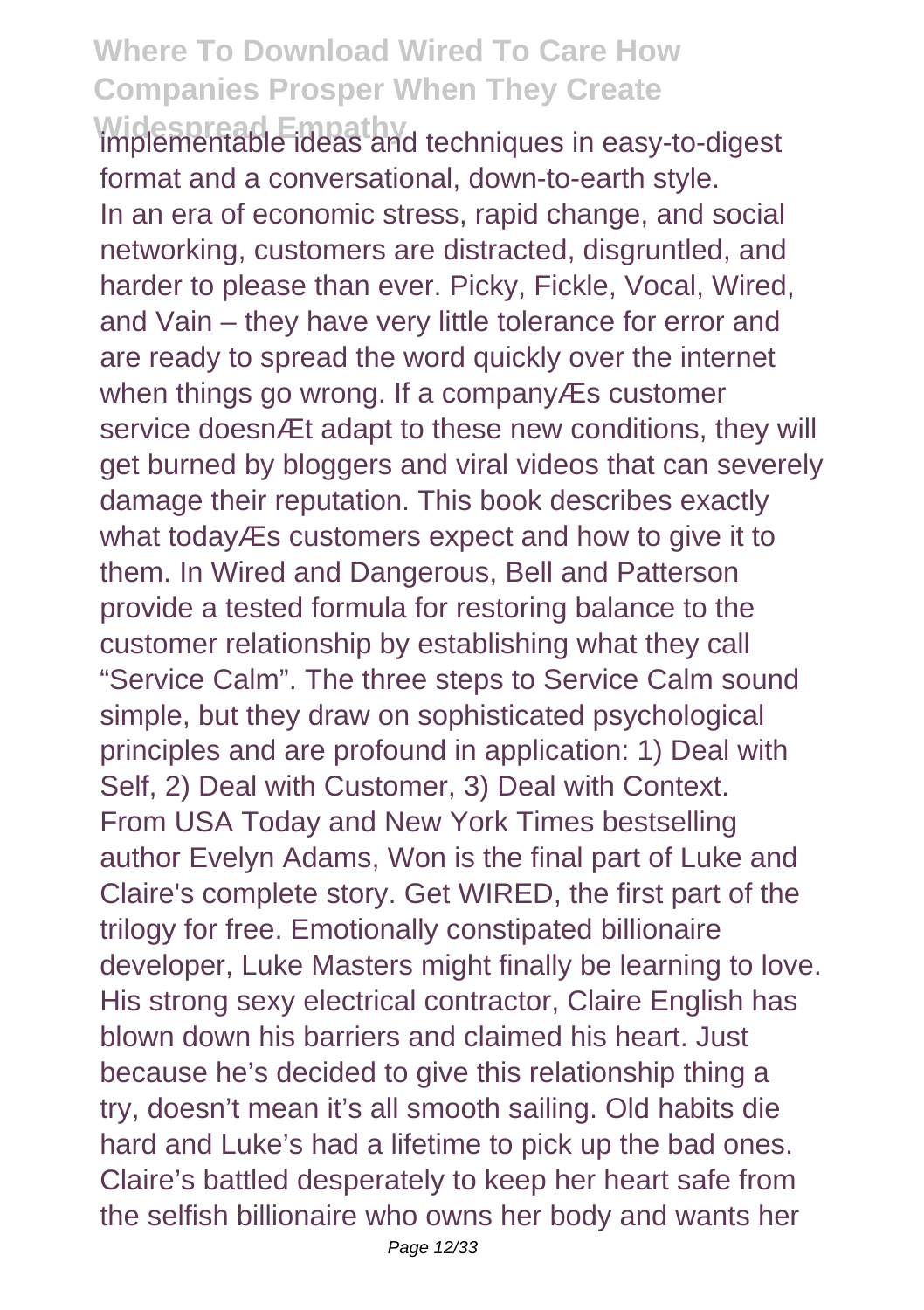implementable ideas and techniques in easy-to-digest format and a conversational, down-to-earth style.

In an era of economic stress, rapid change, and social networking, customers are distracted, disgruntled, and harder to please than ever. Picky, Fickle, Vocal, Wired, and Vain – they have very little tolerance for error and are ready to spread the word quickly over the internet when things go wrong. If a companyÆs customer service doesnÆt adapt to these new conditions, they will get burned by bloggers and viral videos that can severely damage their reputation. This book describes exactly what todayÆs customers expect and how to give it to them. In Wired and Dangerous, Bell and Patterson provide a tested formula for restoring balance to the customer relationship by establishing what they call "Service Calm". The three steps to Service Calm sound simple, but they draw on sophisticated psychological principles and are profound in application: 1) Deal with Self, 2) Deal with Customer, 3) Deal with Context.

From USA Today and New York Times bestselling author Evelyn Adams, Won is the final part of Luke and Claire's complete story. Get WIRED, the first part of the trilogy for free. Emotionally constipated billionaire developer, Luke Masters might finally be learning to love. His strong sexy electrical contractor, Claire English has blown down his barriers and claimed his heart. Just because he's decided to give this relationship thing a try, doesn't mean it's all smooth sailing. Old habits die hard and Luke's had a lifetime to pick up the bad ones. Claire's battled desperately to keep her heart safe from the selfish billionaire who owns her body and wants her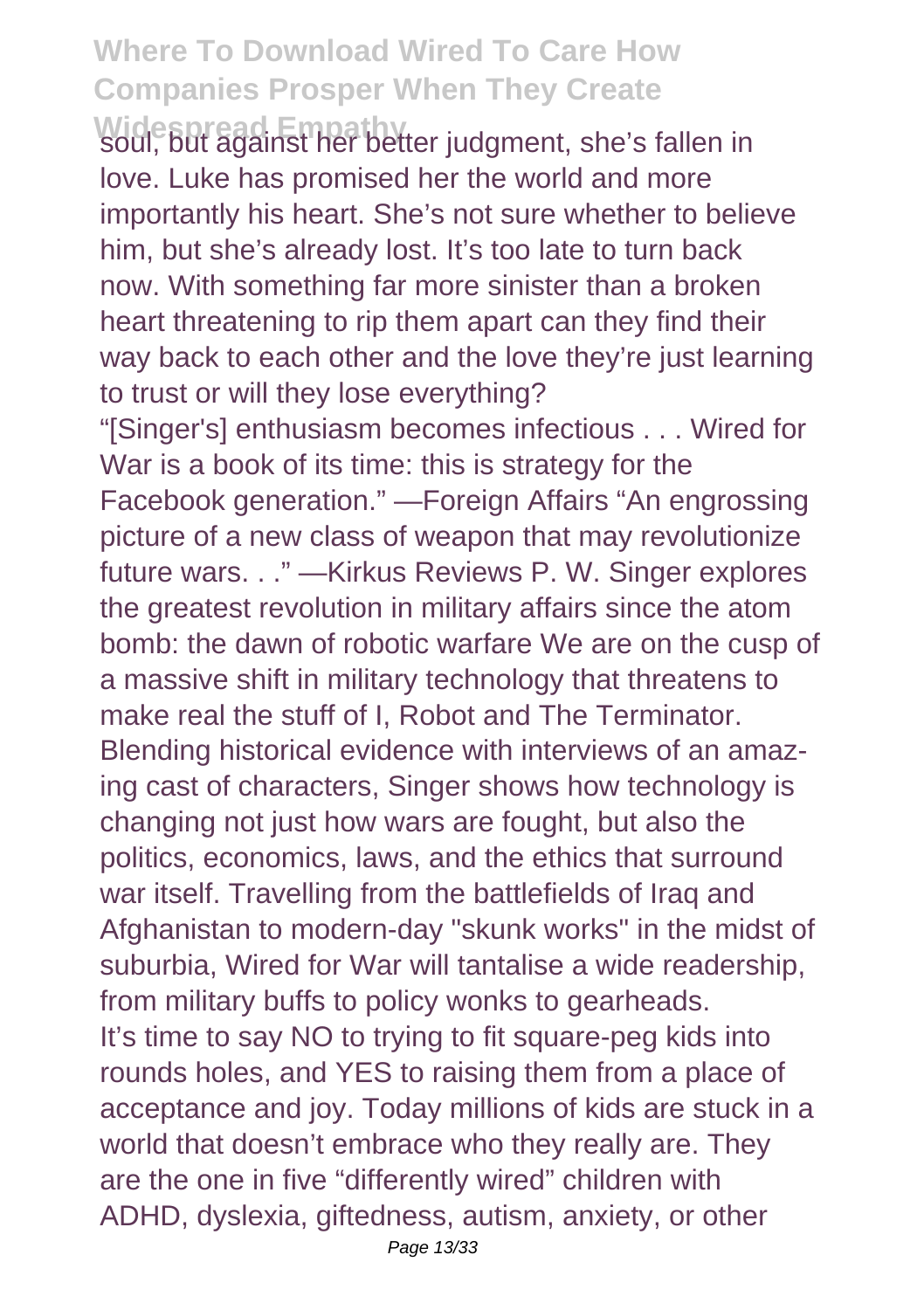soul, but against her better judgment, she's fallen in love. Luke has promised her the world and more importantly his heart. She's not sure whether to believe him, but she's already lost. It's too late to turn back now. With something far more sinister than a broken heart threatening to rip them apart can they find their way back to each other and the love they're just learning to trust or will they lose everything?

"[Singer's] enthusiasm becomes infectious . . . Wired for War is a book of its time: this is strategy for the Facebook generation." —Foreign Affairs "An engrossing picture of a new class of weapon that may revolutionize future wars. . ." —Kirkus Reviews P. W. Singer explores the greatest revolution in military affairs since the atom bomb: the dawn of robotic warfare We are on the cusp of a massive shift in military technology that threatens to make real the stuff of I, Robot and The Terminator. Blending historical evidence with interviews of an amazing cast of characters, Singer shows how technology is changing not just how wars are fought, but also the politics, economics, laws, and the ethics that surround war itself. Travelling from the battlefields of Iraq and Afghanistan to modern-day "skunk works" in the midst of suburbia, Wired for War will tantalise a wide readership, from military buffs to policy wonks to gearheads.

It's time to say NO to trying to fit square-peg kids into rounds holes, and YES to raising them from a place of acceptance and joy. Today millions of kids are stuck in a world that doesn't embrace who they really are. They are the one in five "differently wired" children with ADHD, dyslexia, giftedness, autism, anxiety, or other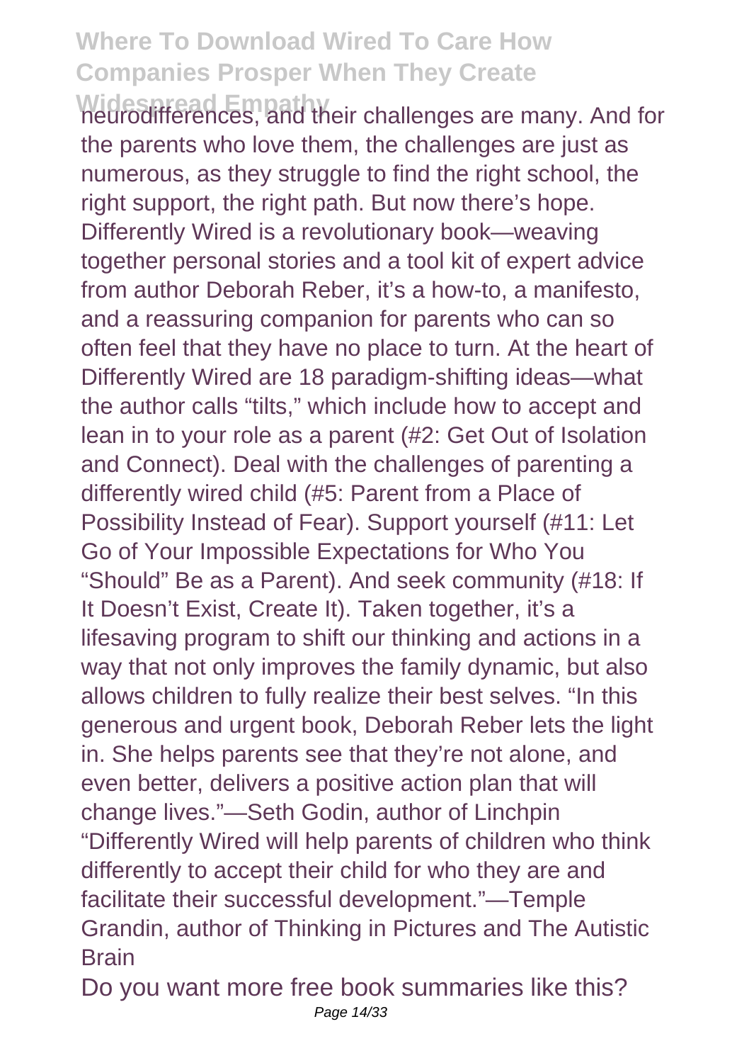neurodifferences, and their challenges are many. And for the parents who love them, the challenges are just as numerous, as they struggle to find the right school, the right support, the right path. But now there's hope. Differently Wired is a revolutionary book—weaving together personal stories and a tool kit of expert advice from author Deborah Reber, it's a how-to, a manifesto, and a reassuring companion for parents who can so often feel that they have no place to turn. At the heart of Differently Wired are 18 paradigm-shifting ideas—what the author calls "tilts," which include how to accept and lean in to your role as a parent (#2: Get Out of Isolation and Connect). Deal with the challenges of parenting a differently wired child (#5: Parent from a Place of Possibility Instead of Fear). Support yourself (#11: Let Go of Your Impossible Expectations for Who You "Should" Be as a Parent). And seek community (#18: If It Doesn't Exist, Create It). Taken together, it's a lifesaving program to shift our thinking and actions in a way that not only improves the family dynamic, but also allows children to fully realize their best selves. "In this generous and urgent book, Deborah Reber lets the light in. She helps parents see that they're not alone, and even better, delivers a positive action plan that will change lives."—Seth Godin, author of Linchpin "Differently Wired will help parents of children who think differently to accept their child for who they are and facilitate their successful development."—Temple Grandin, author of Thinking in Pictures and The Autistic Brain

Do you want more free book summaries like this?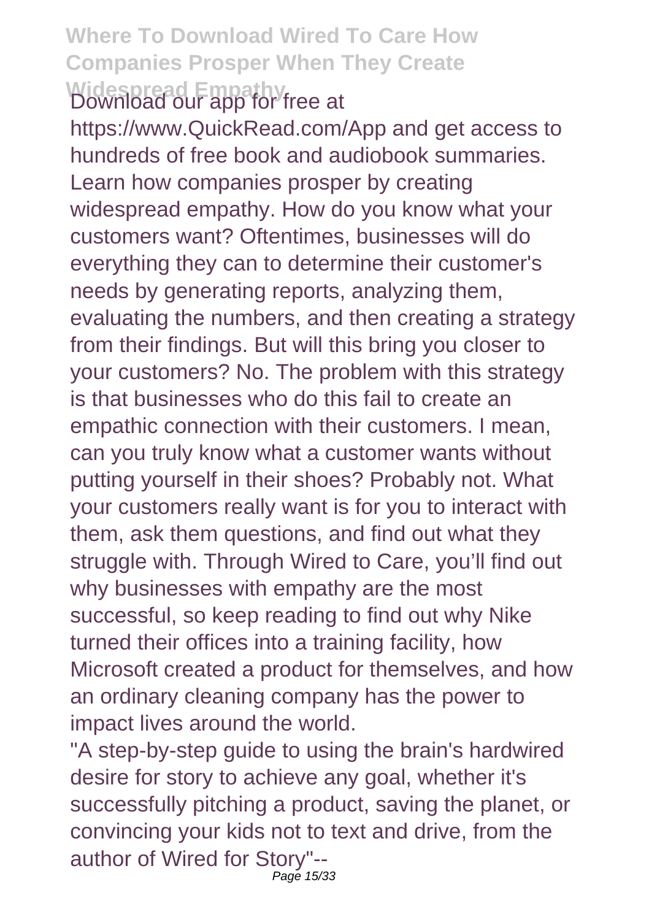Download our app for free at https://www.QuickRead.com/App and get access to hundreds of free book and audiobook summaries. Learn how companies prosper by creating widespread empathy. How do you know what your customers want? Oftentimes, businesses will do everything they can to determine their customer's needs by generating reports, analyzing them, evaluating the numbers, and then creating a strategy from their findings. But will this bring you closer to your customers? No. The problem with this strategy is that businesses who do this fail to create an empathic connection with their customers. I mean, can you truly know what a customer wants without putting yourself in their shoes? Probably not. What your customers really want is for you to interact with them, ask them questions, and find out what they struggle with. Through Wired to Care, you'll find out why businesses with empathy are the most successful, so keep reading to find out why Nike turned their offices into a training facility, how Microsoft created a product for themselves, and how an ordinary cleaning company has the power to impact lives around the world.

"A step-by-step guide to using the brain's hardwired desire for story to achieve any goal, whether it's successfully pitching a product, saving the planet, or convincing your kids not to text and drive, from the author of Wired for Story"--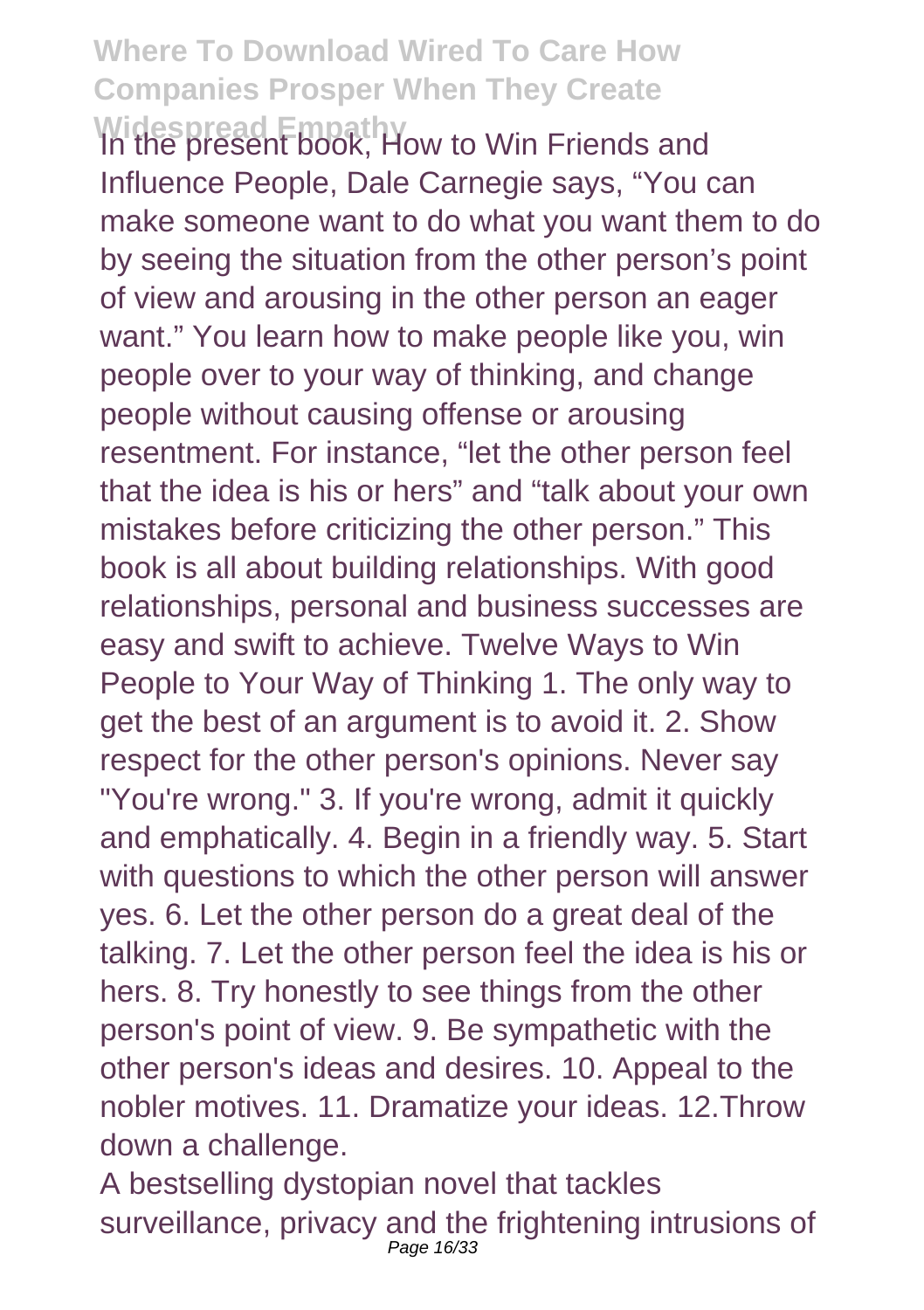In the present book, How to Win Friends and Influence People, Dale Carnegie says, “You can make someone want to do what you want them to do by seeing the situation from the other person’s point of view and arousing in the other person an eager want.” You learn how to make people like you, win people over to your way of thinking, and change people without causing offense or arousing resentment. For instance, “let the other person feel that the idea is his or hers” and “talk about your own mistakes before criticizing the other person.” This book is all about building relationships. With good relationships, personal and business successes are easy and swift to achieve. Twelve Ways to Win People to Your Way of Thinking 1. The only way to get the best of an argument is to avoid it. 2. Show respect for the other person's opinions. Never say "You're wrong." 3. If you're wrong, admit it quickly and emphatically. 4. Begin in a friendly way. 5. Start with questions to which the other person will answer yes. 6. Let the other person do a great deal of the talking. 7. Let the other person feel the idea is his or hers. 8. Try honestly to see things from the other person's point of view. 9. Be sympathetic with the other person's ideas and desires. 10. Appeal to the nobler motives. 11. Dramatize your ideas. 12.Throw down a challenge.

A bestselling dystopian novel that tackles surveillance, privacy and the frightening intrusions of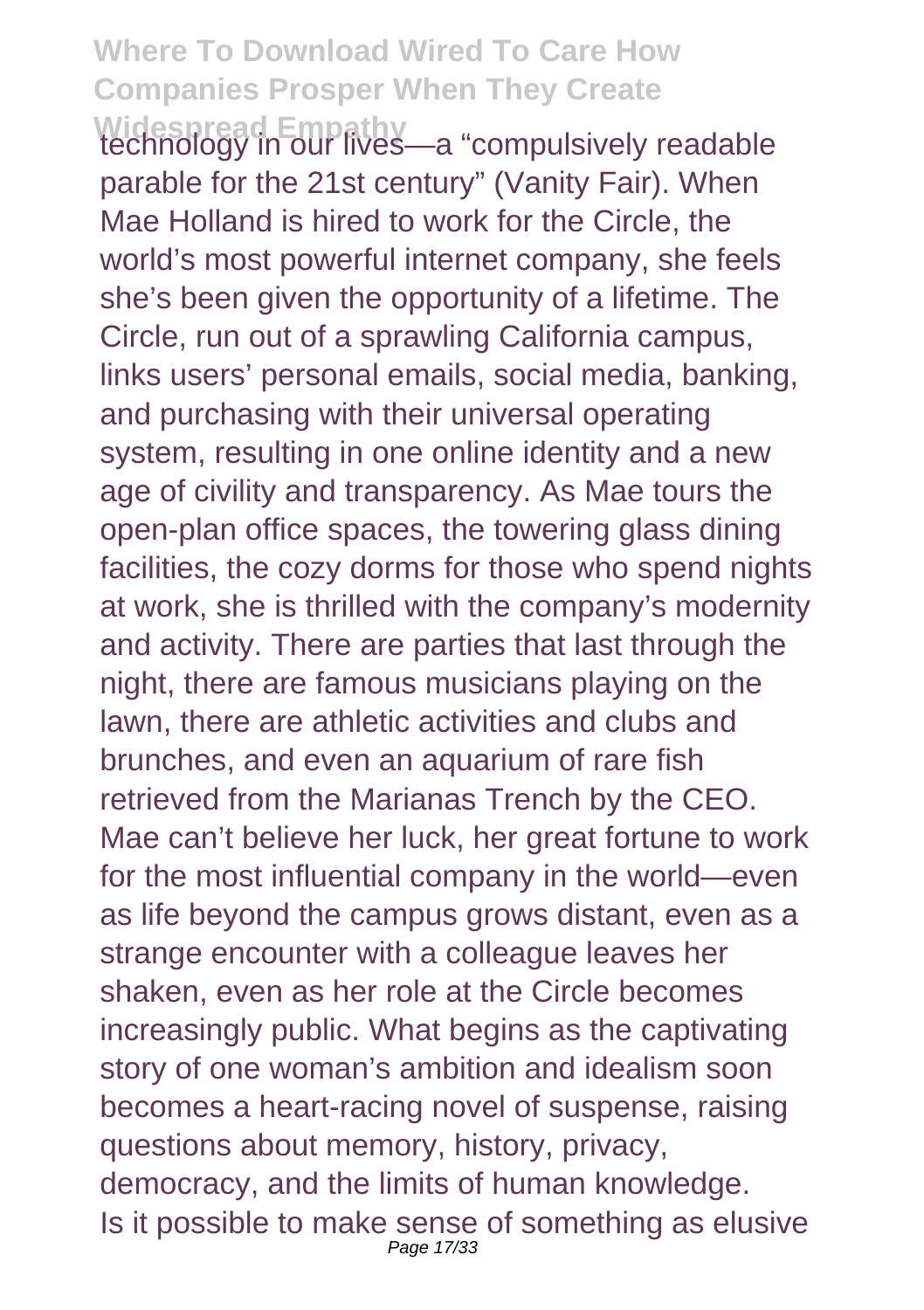technology in our lives—a "compulsively readable parable for the 21st century" (Vanity Fair). When Mae Holland is hired to work for the Circle, the world's most powerful internet company, she feels she's been given the opportunity of a lifetime. The Circle, run out of a sprawling California campus, links users' personal emails, social media, banking, and purchasing with their universal operating system, resulting in one online identity and a new age of civility and transparency. As Mae tours the open-plan office spaces, the towering glass dining facilities, the cozy dorms for those who spend nights at work, she is thrilled with the company's modernity and activity. There are parties that last through the night, there are famous musicians playing on the lawn, there are athletic activities and clubs and brunches, and even an aquarium of rare fish retrieved from the Marianas Trench by the CEO. Mae can't believe her luck, her great fortune to work for the most influential company in the world—even as life beyond the campus grows distant, even as a strange encounter with a colleague leaves her shaken, even as her role at the Circle becomes increasingly public. What begins as the captivating story of one woman's ambition and idealism soon becomes a heart-racing novel of suspense, raising questions about memory, history, privacy, democracy, and the limits of human knowledge.

Is it possible to make sense of something as elusive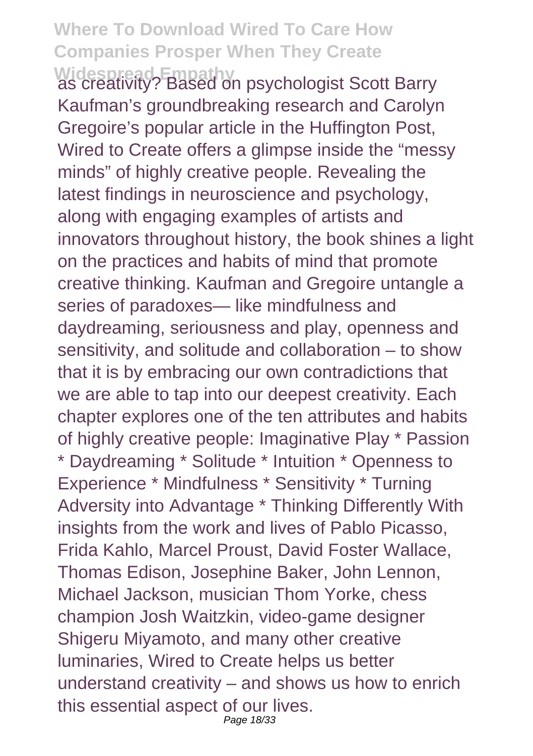as creativity? Based on psychologist Scott Barry Kaufman's groundbreaking research and Carolyn Gregoire's popular article in the Huffington Post, Wired to Create offers a glimpse inside the "messy minds" of highly creative people. Revealing the latest findings in neuroscience and psychology, along with engaging examples of artists and innovators throughout history, the book shines a light on the practices and habits of mind that promote creative thinking. Kaufman and Gregoire untangle a series of paradoxes— like mindfulness and daydreaming, seriousness and play, openness and sensitivity, and solitude and collaboration – to show that it is by embracing our own contradictions that we are able to tap into our deepest creativity. Each chapter explores one of the ten attributes and habits of highly creative people: Imaginative Play * Passion * Daydreaming * Solitude * Intuition * Openness to Experience * Mindfulness * Sensitivity * Turning Adversity into Advantage * Thinking Differently With insights from the work and lives of Pablo Picasso, Frida Kahlo, Marcel Proust, David Foster Wallace, Thomas Edison, Josephine Baker, John Lennon, Michael Jackson, musician Thom Yorke, chess champion Josh Waitzkin, video-game designer Shigeru Miyamoto, and many other creative luminaries, Wired to Create helps us better understand creativity – and shows us how to enrich this essential aspect of our lives.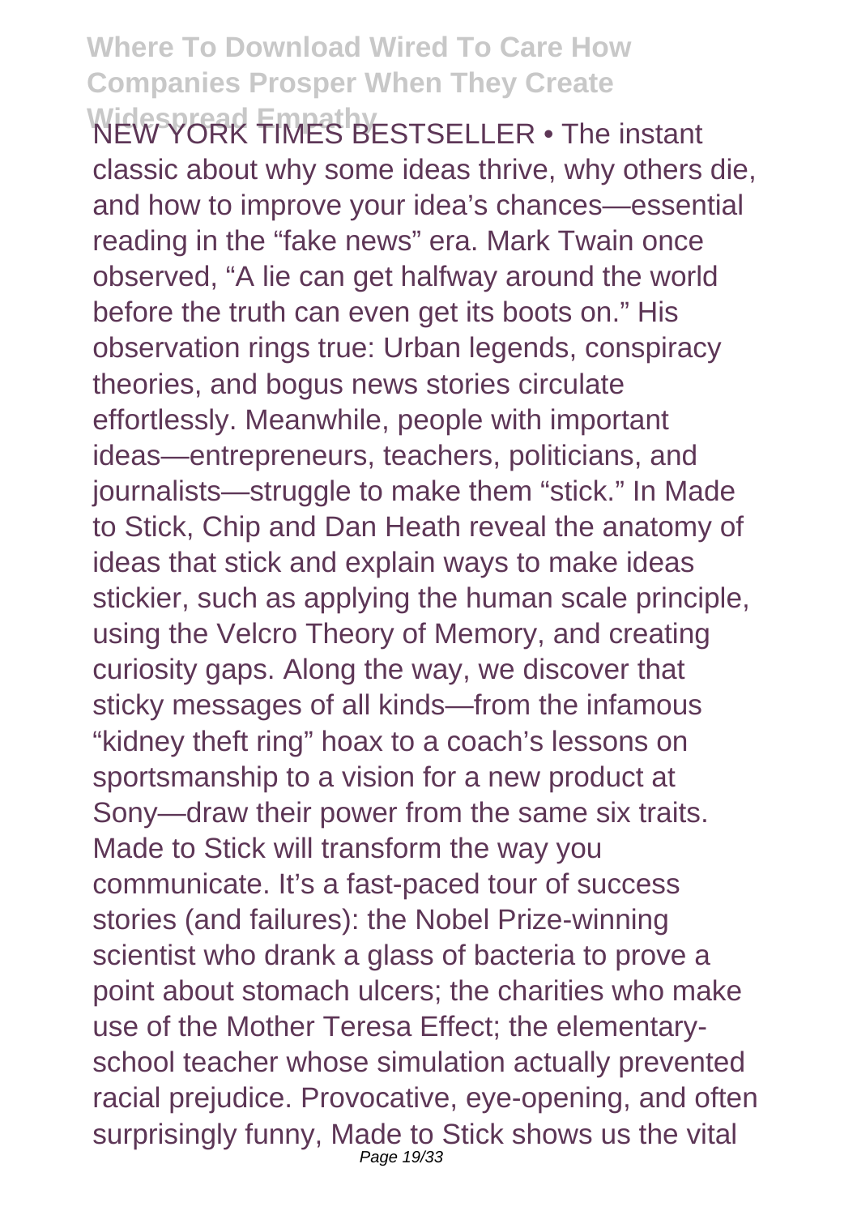NEW YORK TIMES BESTSELLER • The instant classic about why some ideas thrive, why others die, and how to improve your idea's chances—essential reading in the "fake news" era. Mark Twain once observed, "A lie can get halfway around the world before the truth can even get its boots on." His observation rings true: Urban legends, conspiracy theories, and bogus news stories circulate effortlessly. Meanwhile, people with important ideas—entrepreneurs, teachers, politicians, and journalists—struggle to make them "stick." In Made to Stick, Chip and Dan Heath reveal the anatomy of ideas that stick and explain ways to make ideas stickier, such as applying the human scale principle, using the Velcro Theory of Memory, and creating curiosity gaps. Along the way, we discover that sticky messages of all kinds—from the infamous "kidney theft ring" hoax to a coach's lessons on sportsmanship to a vision for a new product at Sony—draw their power from the same six traits. Made to Stick will transform the way you communicate. It's a fast-paced tour of success stories (and failures): the Nobel Prize-winning scientist who drank a glass of bacteria to prove a point about stomach ulcers; the charities who make use of the Mother Teresa Effect; the elementary-school teacher whose simulation actually prevented racial prejudice. Provocative, eye-opening, and often surprisingly funny, Made to Stick shows us the vital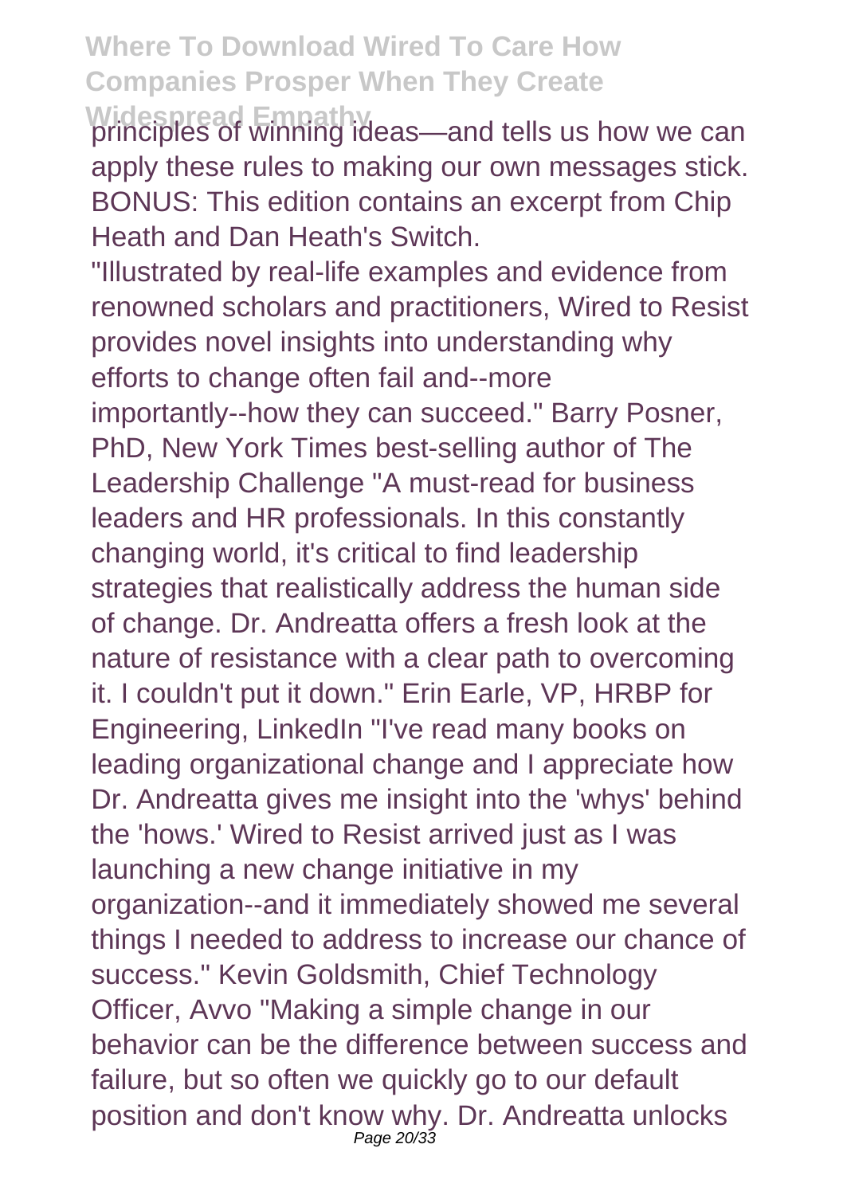principles of winning ideas—and tells us how we can apply these rules to making our own messages stick. BONUS: This edition contains an excerpt from Chip Heath and Dan Heath's Switch.

"Illustrated by real-life examples and evidence from renowned scholars and practitioners, Wired to Resist provides novel insights into understanding why efforts to change often fail and--more importantly--how they can succeed." Barry Posner, PhD, New York Times best-selling author of The Leadership Challenge "A must-read for business leaders and HR professionals. In this constantly changing world, it's critical to find leadership strategies that realistically address the human side of change. Dr. Andreatta offers a fresh look at the nature of resistance with a clear path to overcoming it. I couldn't put it down." Erin Earle, VP, HRBP for Engineering, LinkedIn "I've read many books on leading organizational change and I appreciate how Dr. Andreatta gives me insight into the 'whys' behind the 'hows.' Wired to Resist arrived just as I was launching a new change initiative in my organization--and it immediately showed me several things I needed to address to increase our chance of success." Kevin Goldsmith, Chief Technology Officer, Avvo "Making a simple change in our behavior can be the difference between success and failure, but so often we quickly go to our default position and don't know why. Dr. Andreatta unlocks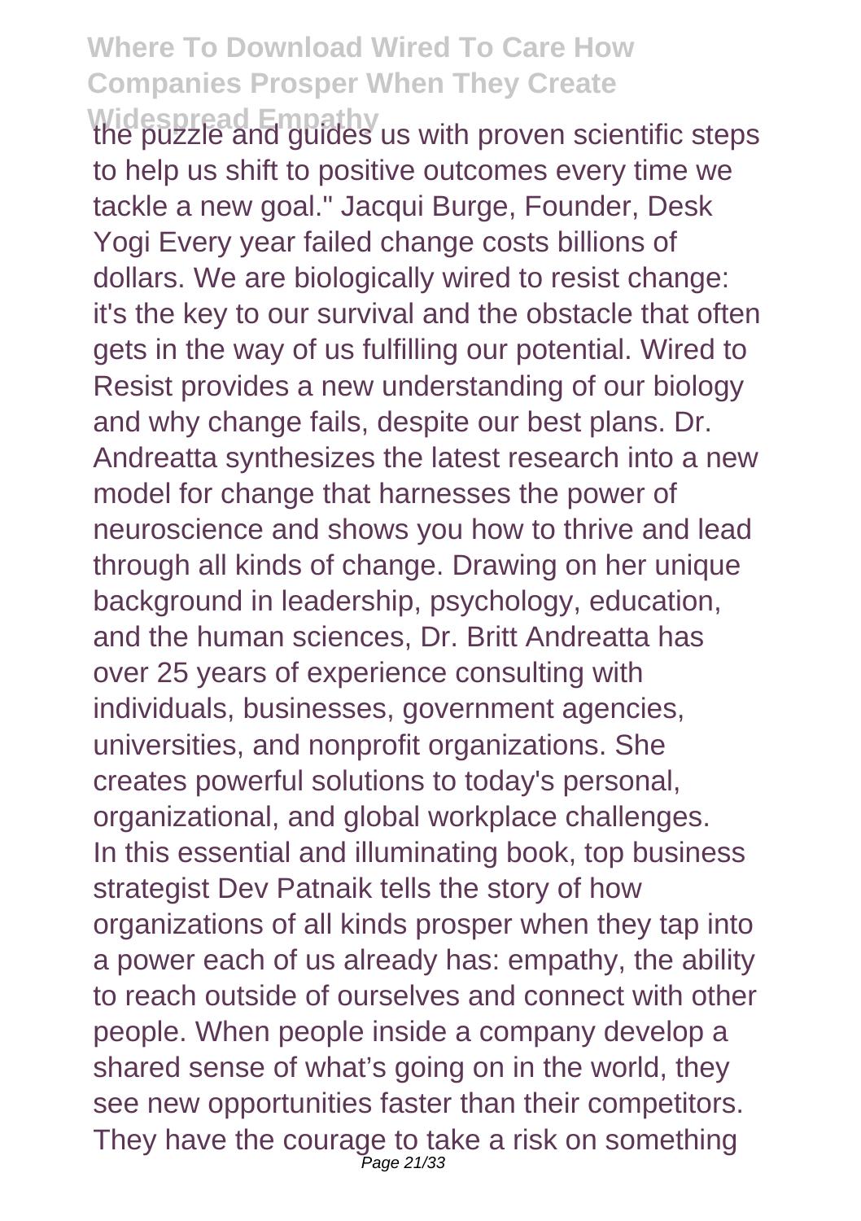the puzzle and guides us with proven scientific steps to help us shift to positive outcomes every time we tackle a new goal." Jacqui Burge, Founder, Desk Yogi Every year failed change costs billions of dollars. We are biologically wired to resist change: it's the key to our survival and the obstacle that often gets in the way of us fulfilling our potential. Wired to Resist provides a new understanding of our biology and why change fails, despite our best plans. Dr. Andreatta synthesizes the latest research into a new model for change that harnesses the power of neuroscience and shows you how to thrive and lead through all kinds of change. Drawing on her unique background in leadership, psychology, education, and the human sciences, Dr. Britt Andreatta has over 25 years of experience consulting with individuals, businesses, government agencies, universities, and nonprofit organizations. She creates powerful solutions to today's personal, organizational, and global workplace challenges. In this essential and illuminating book, top business strategist Dev Patnaik tells the story of how organizations of all kinds prosper when they tap into a power each of us already has: empathy, the ability to reach outside of ourselves and connect with other people. When people inside a company develop a shared sense of what's going on in the world, they see new opportunities faster than their competitors. They have the courage to take a risk on something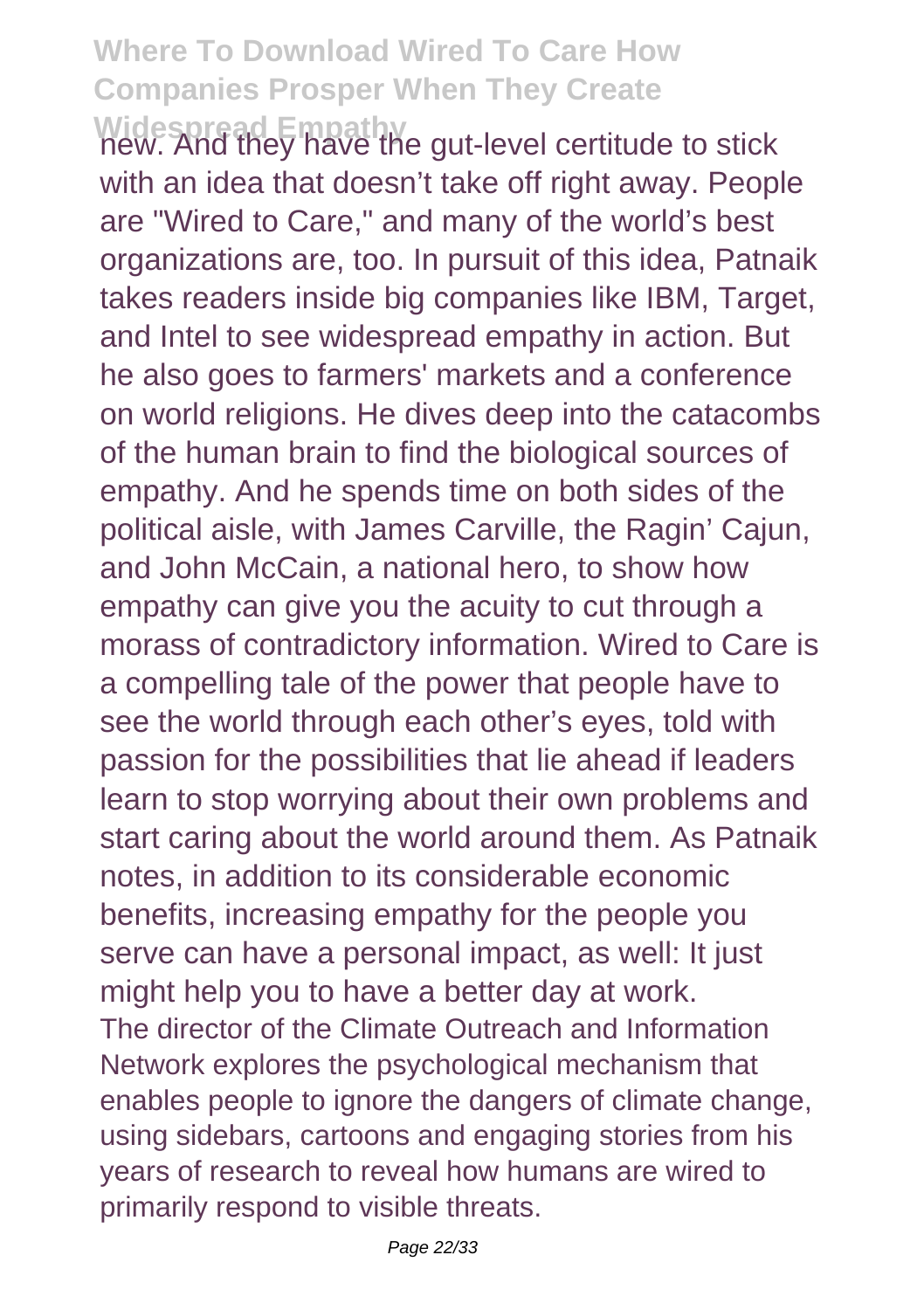new. And they have the gut-level certitude to stick with an idea that doesn't take off right away. People are "Wired to Care," and many of the world's best organizations are, too. In pursuit of this idea, Patnaik takes readers inside big companies like IBM, Target, and Intel to see widespread empathy in action. But he also goes to farmers' markets and a conference on world religions. He dives deep into the catacombs of the human brain to find the biological sources of empathy. And he spends time on both sides of the political aisle, with James Carville, the Ragin' Cajun, and John McCain, a national hero, to show how empathy can give you the acuity to cut through a morass of contradictory information. Wired to Care is a compelling tale of the power that people have to see the world through each other's eyes, told with passion for the possibilities that lie ahead if leaders learn to stop worrying about their own problems and start caring about the world around them. As Patnaik notes, in addition to its considerable economic benefits, increasing empathy for the people you serve can have a personal impact, as well: It just might help you to have a better day at work.

The director of the Climate Outreach and Information Network explores the psychological mechanism that enables people to ignore the dangers of climate change, using sidebars, cartoons and engaging stories from his years of research to reveal how humans are wired to primarily respond to visible threats.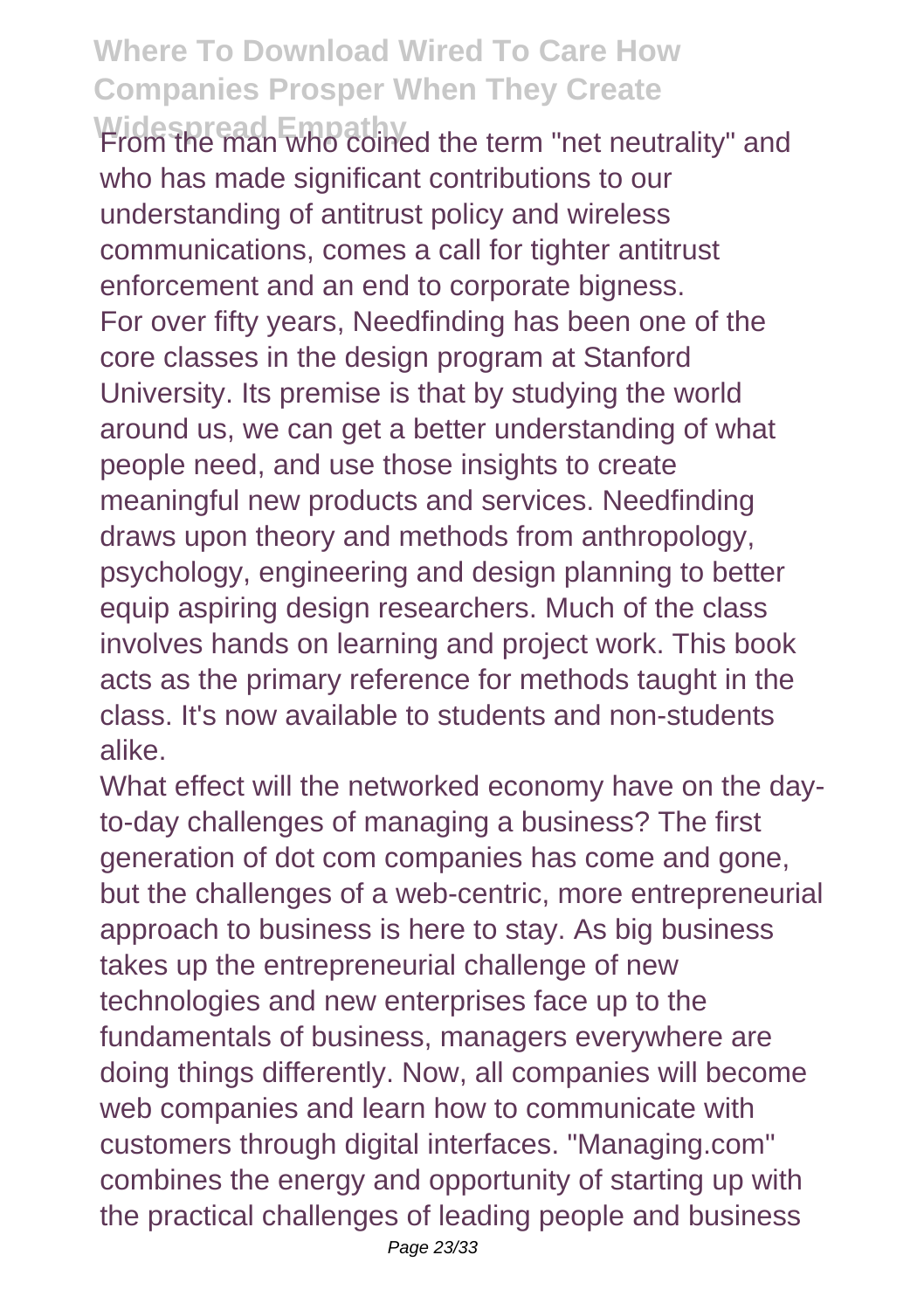From the man who coined the term "net neutrality" and who has made significant contributions to our understanding of antitrust policy and wireless communications, comes a call for tighter antitrust enforcement and an end to corporate bigness.

For over fifty years, Needfinding has been one of the core classes in the design program at Stanford University. Its premise is that by studying the world around us, we can get a better understanding of what people need, and use those insights to create meaningful new products and services. Needfinding draws upon theory and methods from anthropology, psychology, engineering and design planning to better equip aspiring design researchers. Much of the class involves hands on learning and project work. This book acts as the primary reference for methods taught in the class. It's now available to students and non-students alike.

What effect will the networked economy have on the day-to-day challenges of managing a business? The first generation of dot com companies has come and gone, but the challenges of a web-centric, more entrepreneurial approach to business is here to stay. As big business takes up the entrepreneurial challenge of new technologies and new enterprises face up to the fundamentals of business, managers everywhere are doing things differently. Now, all companies will become web companies and learn how to communicate with customers through digital interfaces. "Managing.com" combines the energy and opportunity of starting up with the practical challenges of leading people and business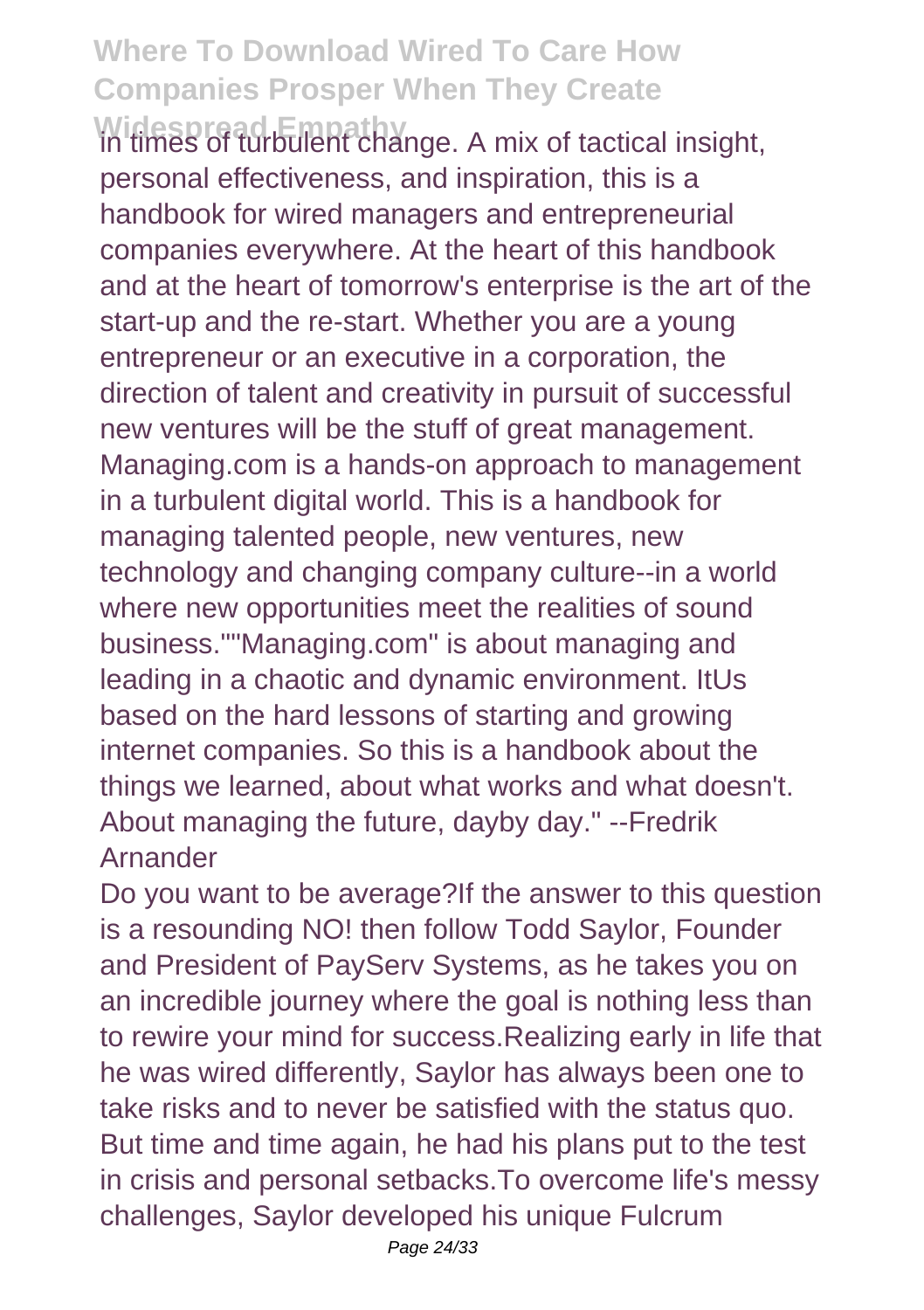in times of turbulent change. A mix of tactical insight, personal effectiveness, and inspiration, this is a handbook for wired managers and entrepreneurial companies everywhere. At the heart of this handbook and at the heart of tomorrow's enterprise is the art of the start-up and the re-start. Whether you are a young entrepreneur or an executive in a corporation, the direction of talent and creativity in pursuit of successful new ventures will be the stuff of great management. Managing.com is a hands-on approach to management in a turbulent digital world. This is a handbook for managing talented people, new ventures, new technology and changing company culture--in a world where new opportunities meet the realities of sound business.""Managing.com" is about managing and leading in a chaotic and dynamic environment. ItUs based on the hard lessons of starting and growing internet companies. So this is a handbook about the things we learned, about what works and what doesn't. About managing the future, dayby day." --Fredrik Arnander

Do you want to be average?If the answer to this question is a resounding NO! then follow Todd Saylor, Founder and President of PayServ Systems, as he takes you on an incredible journey where the goal is nothing less than to rewire your mind for success.Realizing early in life that he was wired differently, Saylor has always been one to take risks and to never be satisfied with the status quo. But time and time again, he had his plans put to the test in crisis and personal setbacks.To overcome life's messy challenges, Saylor developed his unique Fulcrum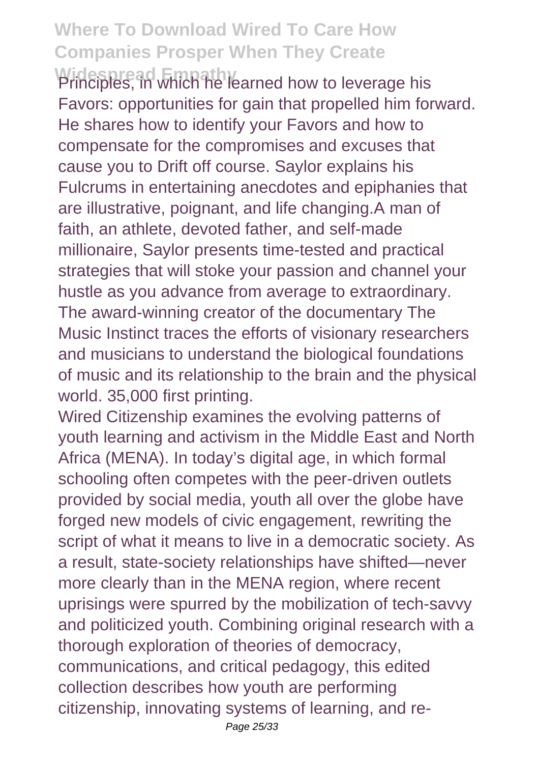Principles, in which he learned how to leverage his Favors: opportunities for gain that propelled him forward. He shares how to identify your Favors and how to compensate for the compromises and excuses that cause you to Drift off course. Saylor explains his Fulcrums in entertaining anecdotes and epiphanies that are illustrative, poignant, and life changing.A man of faith, an athlete, devoted father, and self-made millionaire, Saylor presents time-tested and practical strategies that will stoke your passion and channel your hustle as you advance from average to extraordinary. The award-winning creator of the documentary The Music Instinct traces the efforts of visionary researchers and musicians to understand the biological foundations of music and its relationship to the brain and the physical world. 35,000 first printing.

Wired Citizenship examines the evolving patterns of youth learning and activism in the Middle East and North Africa (MENA). In today's digital age, in which formal schooling often competes with the peer-driven outlets provided by social media, youth all over the globe have forged new models of civic engagement, rewriting the script of what it means to live in a democratic society. As a result, state-society relationships have shifted—never more clearly than in the MENA region, where recent uprisings were spurred by the mobilization of tech-savvy and politicized youth. Combining original research with a thorough exploration of theories of democracy, communications, and critical pedagogy, this edited collection describes how youth are performing citizenship, innovating systems of learning, and re-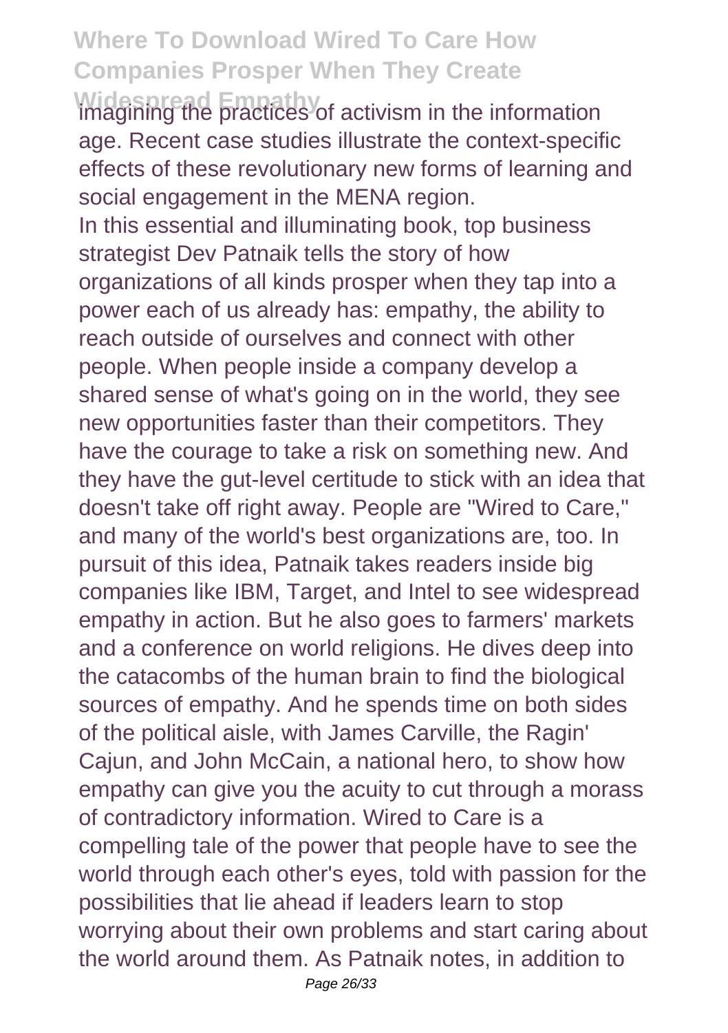imagining the practices of activism in the information age. Recent case studies illustrate the context-specific effects of these revolutionary new forms of learning and social engagement in the MENA region.

In this essential and illuminating book, top business strategist Dev Patnaik tells the story of how organizations of all kinds prosper when they tap into a power each of us already has: empathy, the ability to reach outside of ourselves and connect with other people. When people inside a company develop a shared sense of what's going on in the world, they see new opportunities faster than their competitors. They have the courage to take a risk on something new. And they have the gut-level certitude to stick with an idea that doesn't take off right away. People are "Wired to Care," and many of the world's best organizations are, too. In pursuit of this idea, Patnaik takes readers inside big companies like IBM, Target, and Intel to see widespread empathy in action. But he also goes to farmers' markets and a conference on world religions. He dives deep into the catacombs of the human brain to find the biological sources of empathy. And he spends time on both sides of the political aisle, with James Carville, the Ragin' Cajun, and John McCain, a national hero, to show how empathy can give you the acuity to cut through a morass of contradictory information. Wired to Care is a compelling tale of the power that people have to see the world through each other's eyes, told with passion for the possibilities that lie ahead if leaders learn to stop worrying about their own problems and start caring about the world around them. As Patnaik notes, in addition to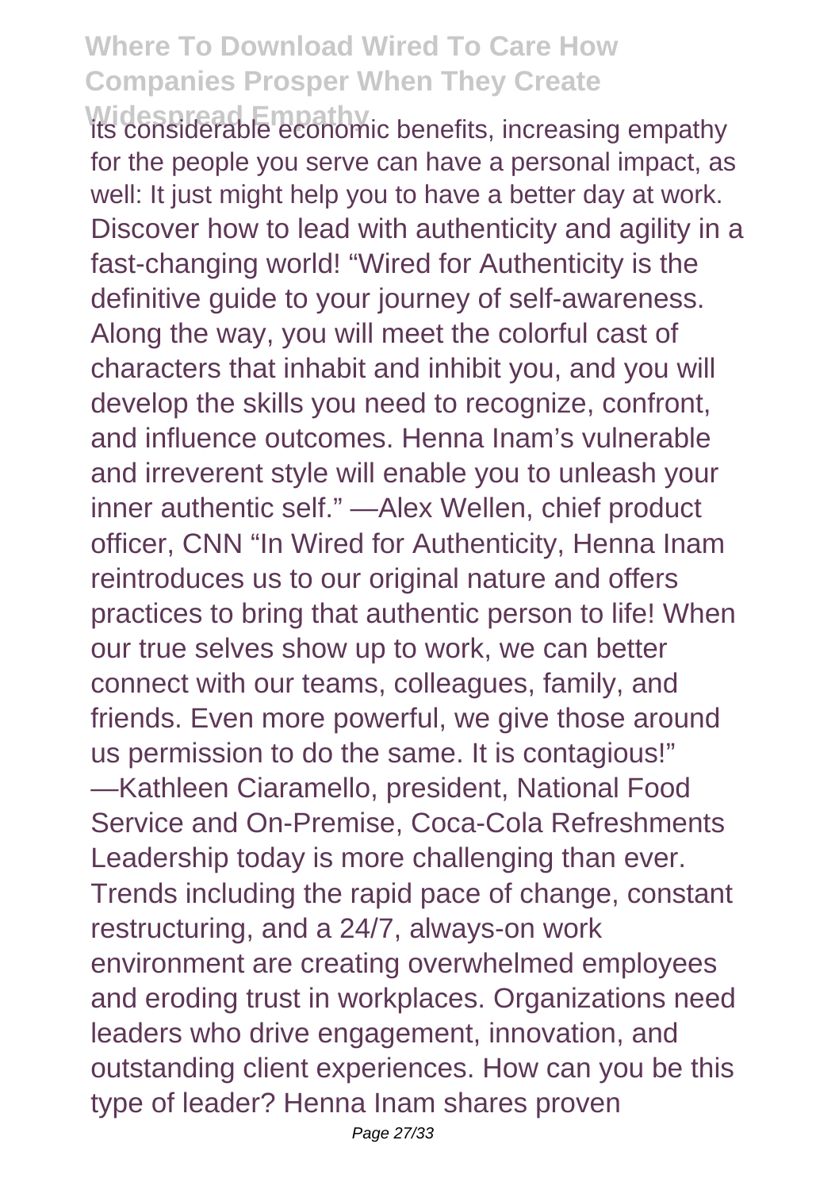its considerable economic benefits, increasing empathy for the people you serve can have a personal impact, as well: It just might help you to have a better day at work. Discover how to lead with authenticity and agility in a fast-changing world! “Wired for Authenticity is the definitive guide to your journey of self-awareness. Along the way, you will meet the colorful cast of characters that inhabit and inhibit you, and you will develop the skills you need to recognize, confront, and influence outcomes. Henna Inam’s vulnerable and irreverent style will enable you to unleash your inner authentic self.” —Alex Wellen, chief product officer, CNN “In Wired for Authenticity, Henna Inam reintroduces us to our original nature and offers practices to bring that authentic person to life! When our true selves show up to work, we can better connect with our teams, colleagues, family, and friends. Even more powerful, we give those around us permission to do the same. It is contagious!” —Kathleen Ciaramello, president, National Food Service and On-Premise, Coca-Cola Refreshments Leadership today is more challenging than ever. Trends including the rapid pace of change, constant restructuring, and a 24/7, always-on work environment are creating overwhelmed employees and eroding trust in workplaces. Organizations need leaders who drive engagement, innovation, and outstanding client experiences. How can you be this type of leader? Henna Inam shares proven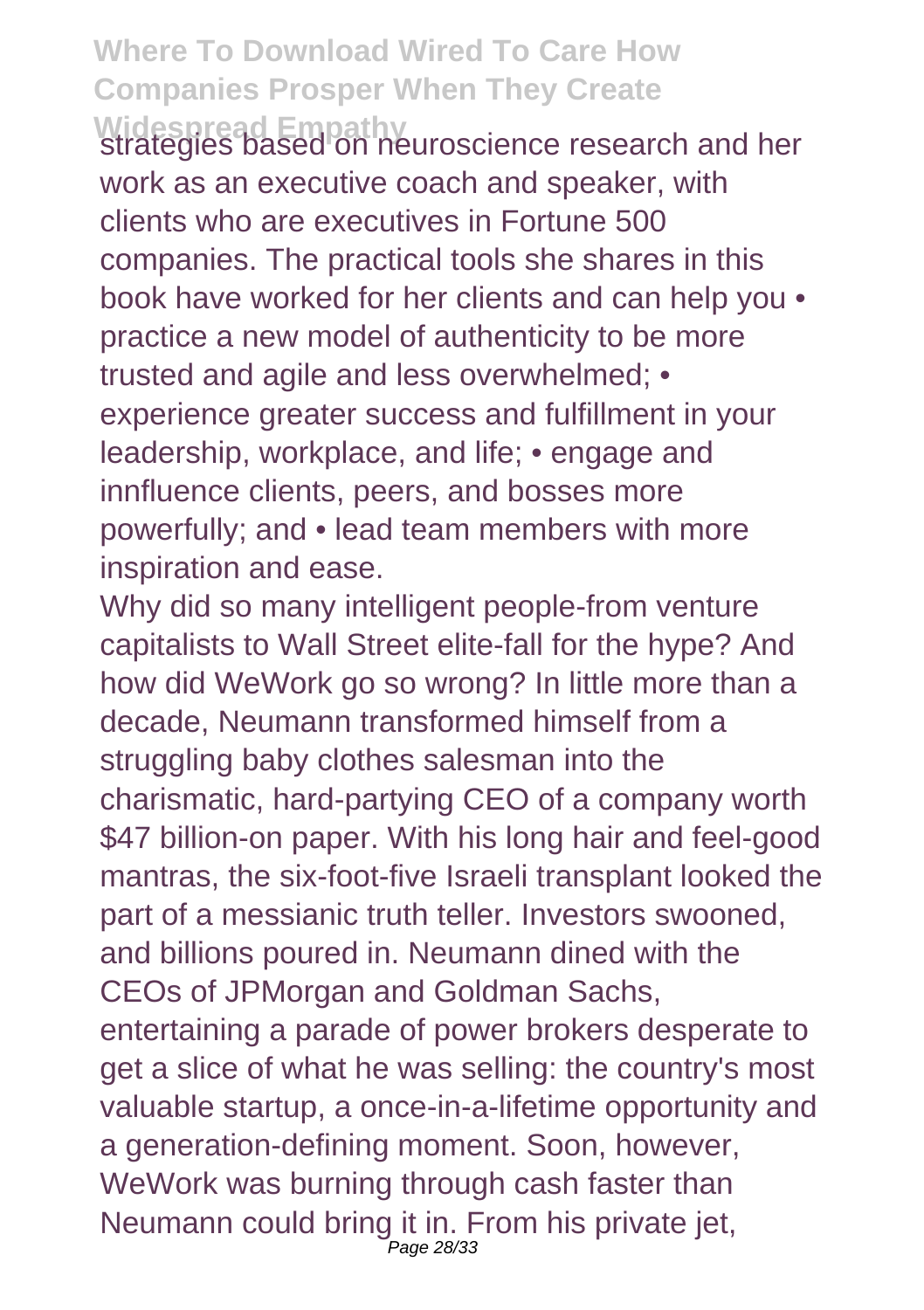strategies based on neuroscience research and her work as an executive coach and speaker, with clients who are executives in Fortune 500 companies. The practical tools she shares in this book have worked for her clients and can help you • practice a new model of authenticity to be more trusted and agile and less overwhelmed; • experience greater success and fulfillment in your leadership, workplace, and life; • engage and innfluence clients, peers, and bosses more powerfully; and • lead team members with more inspiration and ease.

Why did so many intelligent people-from venture capitalists to Wall Street elite-fall for the hype? And how did WeWork go so wrong? In little more than a decade, Neumann transformed himself from a struggling baby clothes salesman into the charismatic, hard-partying CEO of a company worth $47 billion-on paper. With his long hair and feel-good mantras, the six-foot-five Israeli transplant looked the part of a messianic truth teller. Investors swooned, and billions poured in. Neumann dined with the CEOs of JPMorgan and Goldman Sachs, entertaining a parade of power brokers desperate to get a slice of what he was selling: the country's most valuable startup, a once-in-a-lifetime opportunity and a generation-defining moment. Soon, however, WeWork was burning through cash faster than Neumann could bring it in. From his private jet,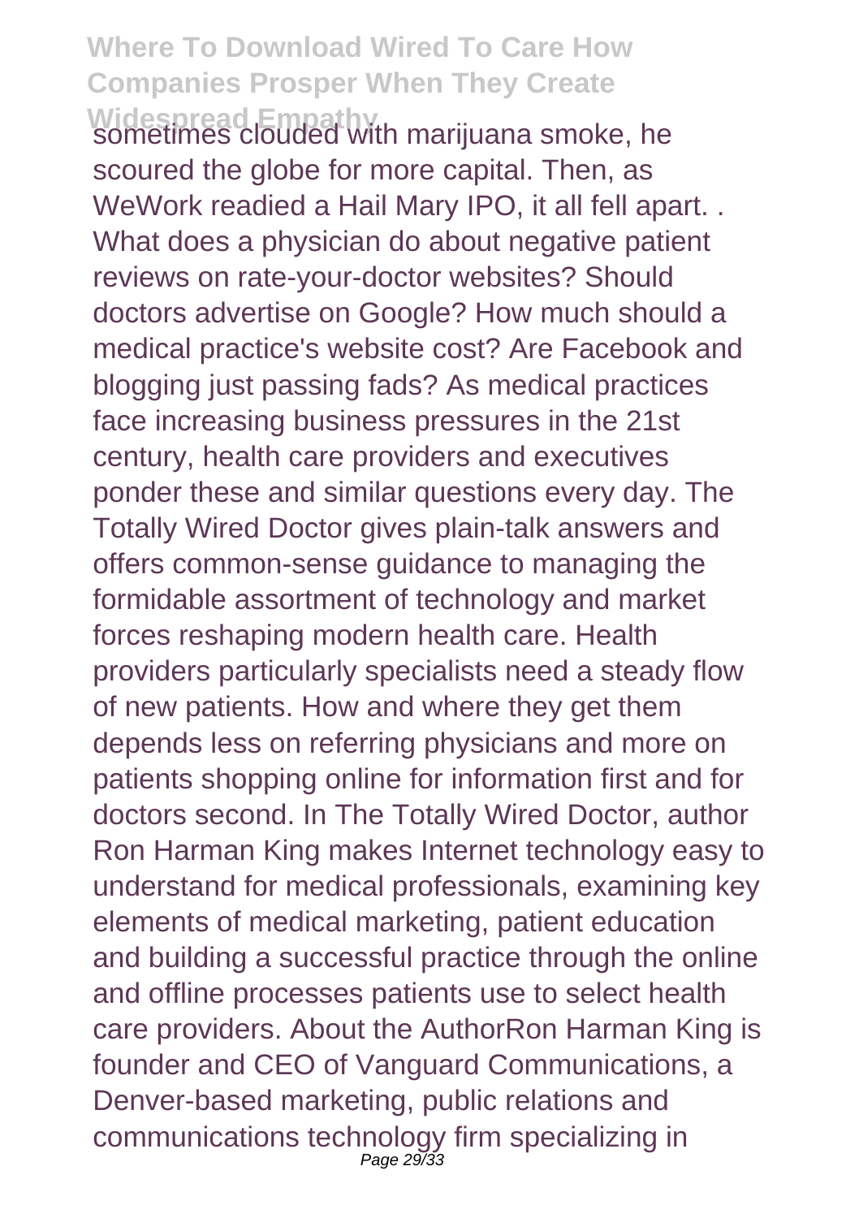sometimes clouded with marijuana smoke, he scoured the globe for more capital. Then, as WeWork readied a Hail Mary IPO, it all fell apart. .
What does a physician do about negative patient reviews on rate-your-doctor websites? Should doctors advertise on Google? How much should a medical practice's website cost? Are Facebook and blogging just passing fads? As medical practices face increasing business pressures in the 21st century, health care providers and executives ponder these and similar questions every day. The Totally Wired Doctor gives plain-talk answers and offers common-sense guidance to managing the formidable assortment of technology and market forces reshaping modern health care. Health providers particularly specialists need a steady flow of new patients. How and where they get them depends less on referring physicians and more on patients shopping online for information first and for doctors second. In The Totally Wired Doctor, author Ron Harman King makes Internet technology easy to understand for medical professionals, examining key elements of medical marketing, patient education and building a successful practice through the online and offline processes patients use to select health care providers. About the AuthorRon Harman King is founder and CEO of Vanguard Communications, a Denver-based marketing, public relations and communications technology firm specializing in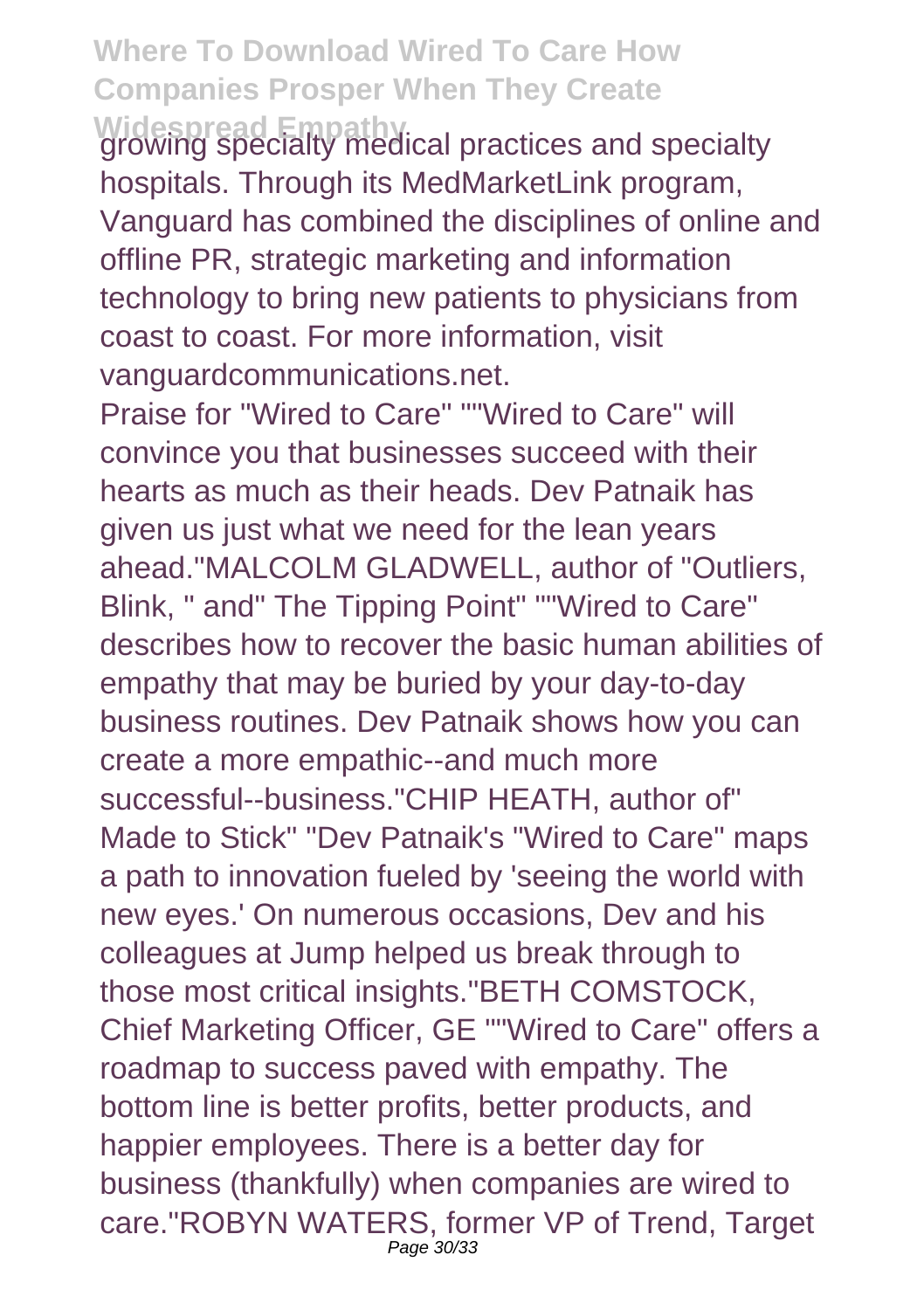growing specialty medical practices and specialty hospitals. Through its MedMarketLink program, Vanguard has combined the disciplines of online and offline PR, strategic marketing and information technology to bring new patients to physicians from coast to coast. For more information, visit vanguardcommunications.net.

Praise for "Wired to Care" ""Wired to Care" will convince you that businesses succeed with their hearts as much as their heads. Dev Patnaik has given us just what we need for the lean years ahead."MALCOLM GLADWELL, author of "Outliers, Blink, " and" The Tipping Point" ""Wired to Care" describes how to recover the basic human abilities of empathy that may be buried by your day-to-day business routines. Dev Patnaik shows how you can create a more empathic--and much more successful--business."CHIP HEATH, author of" Made to Stick" "Dev Patnaik's "Wired to Care" maps a path to innovation fueled by 'seeing the world with new eyes.' On numerous occasions, Dev and his colleagues at Jump helped us break through to those most critical insights."BETH COMSTOCK, Chief Marketing Officer, GE ""Wired to Care" offers a roadmap to success paved with empathy. The bottom line is better profits, better products, and happier employees. There is a better day for business (thankfully) when companies are wired to care."ROBYN WATERS, former VP of Trend, Target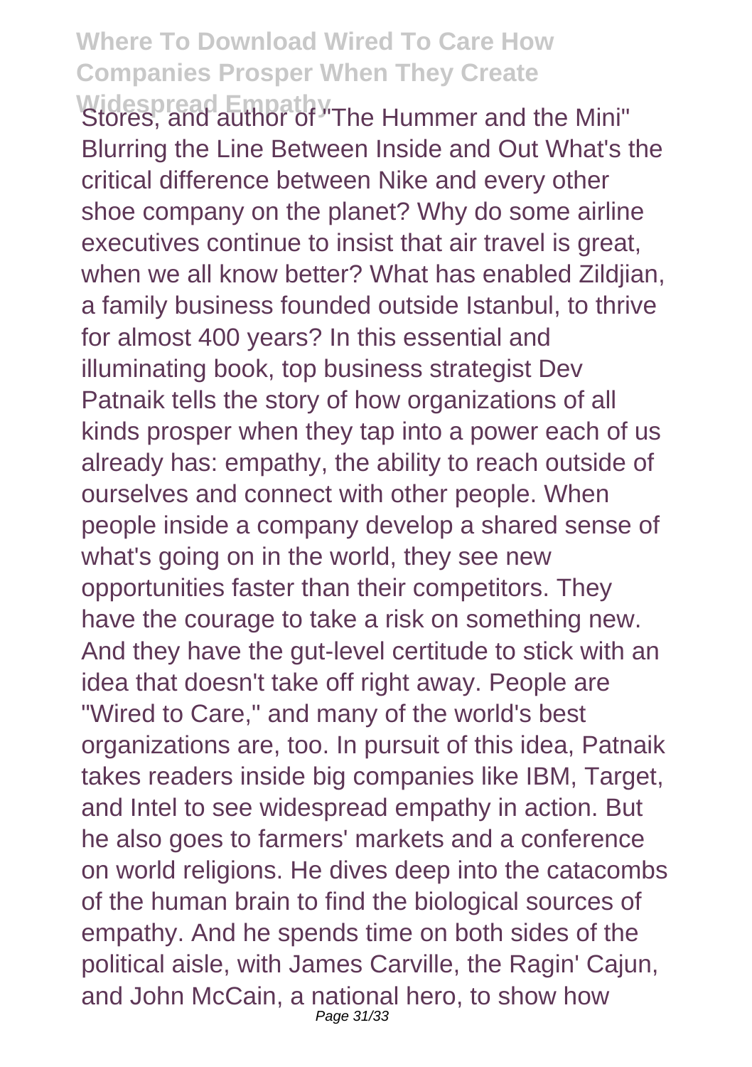Stores, and author of "The Hummer and the Mini" Blurring the Line Between Inside and Out What's the critical difference between Nike and every other shoe company on the planet? Why do some airline executives continue to insist that air travel is great, when we all know better? What has enabled Zildjian, a family business founded outside Istanbul, to thrive for almost 400 years? In this essential and illuminating book, top business strategist Dev Patnaik tells the story of how organizations of all kinds prosper when they tap into a power each of us already has: empathy, the ability to reach outside of ourselves and connect with other people. When people inside a company develop a shared sense of what's going on in the world, they see new opportunities faster than their competitors. They have the courage to take a risk on something new. And they have the gut-level certitude to stick with an idea that doesn't take off right away. People are "Wired to Care," and many of the world's best organizations are, too. In pursuit of this idea, Patnaik takes readers inside big companies like IBM, Target, and Intel to see widespread empathy in action. But he also goes to farmers' markets and a conference on world religions. He dives deep into the catacombs of the human brain to find the biological sources of empathy. And he spends time on both sides of the political aisle, with James Carville, the Ragin' Cajun, and John McCain, a national hero, to show how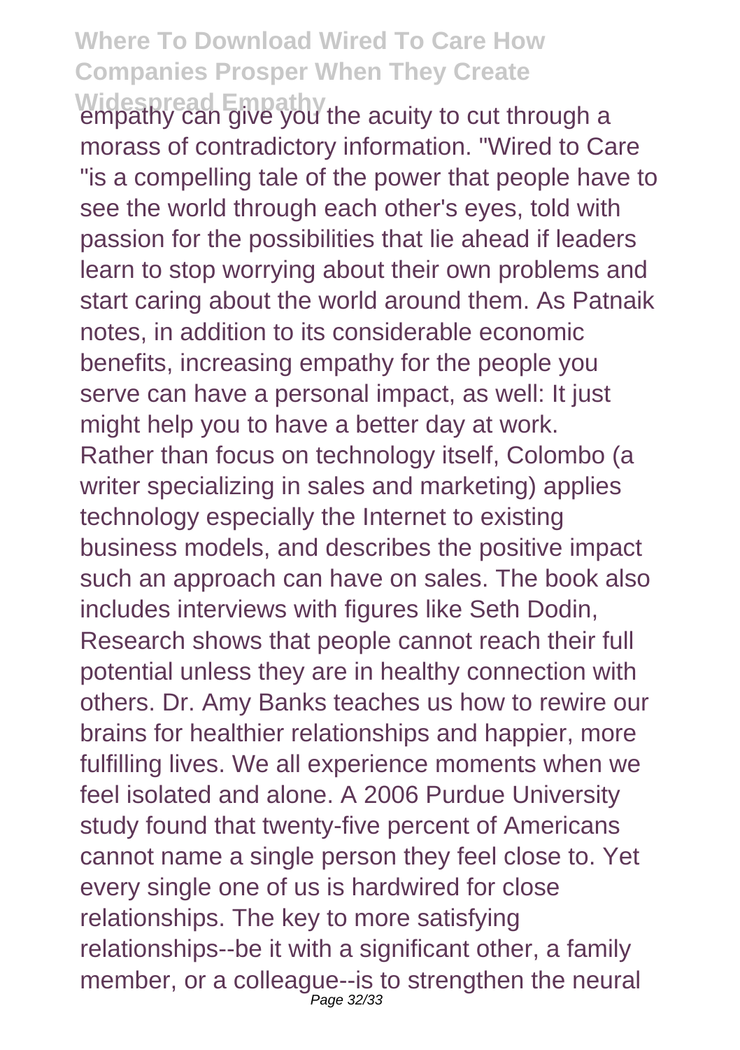empathy can give you the acuity to cut through a morass of contradictory information. "Wired to Care "is a compelling tale of the power that people have to see the world through each other's eyes, told with passion for the possibilities that lie ahead if leaders learn to stop worrying about their own problems and start caring about the world around them. As Patnaik notes, in addition to its considerable economic benefits, increasing empathy for the people you serve can have a personal impact, as well: It just might help you to have a better day at work. Rather than focus on technology itself, Colombo (a writer specializing in sales and marketing) applies technology especially the Internet to existing business models, and describes the positive impact such an approach can have on sales. The book also includes interviews with figures like Seth Dodin, Research shows that people cannot reach their full potential unless they are in healthy connection with others. Dr. Amy Banks teaches us how to rewire our brains for healthier relationships and happier, more fulfilling lives. We all experience moments when we feel isolated and alone. A 2006 Purdue University study found that twenty-five percent of Americans cannot name a single person they feel close to. Yet every single one of us is hardwired for close relationships. The key to more satisfying relationships--be it with a significant other, a family member, or a colleague--is to strengthen the neural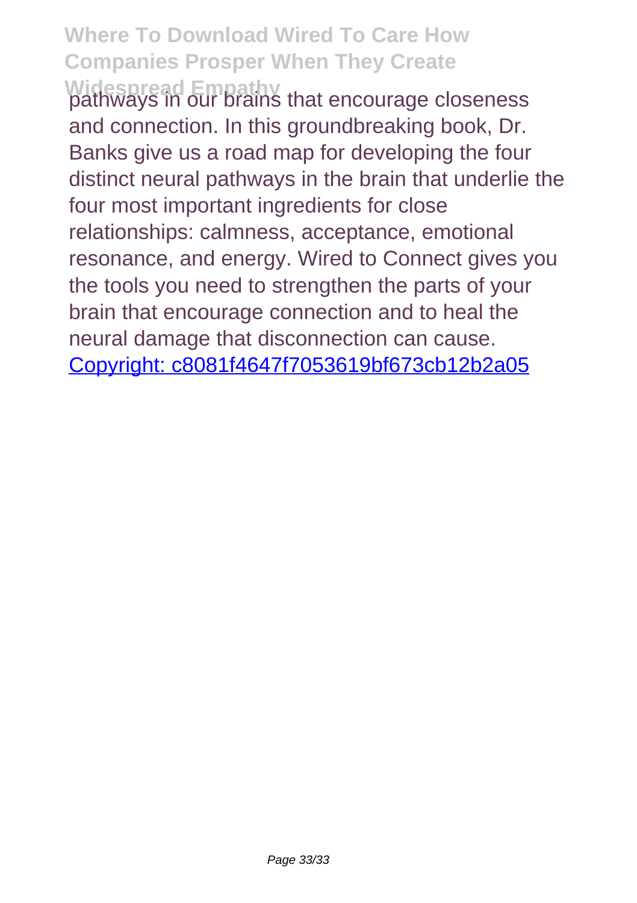pathways in our brains that encourage closeness and connection. In this groundbreaking book, Dr. Banks give us a road map for developing the four distinct neural pathways in the brain that underlie the four most important ingredients for close relationships: calmness, acceptance, emotional resonance, and energy. Wired to Connect gives you the tools you need to strengthen the parts of your brain that encourage connection and to heal the neural damage that disconnection can cause.

Copyright: c8081f4647f7053619bf673cb12b2a05